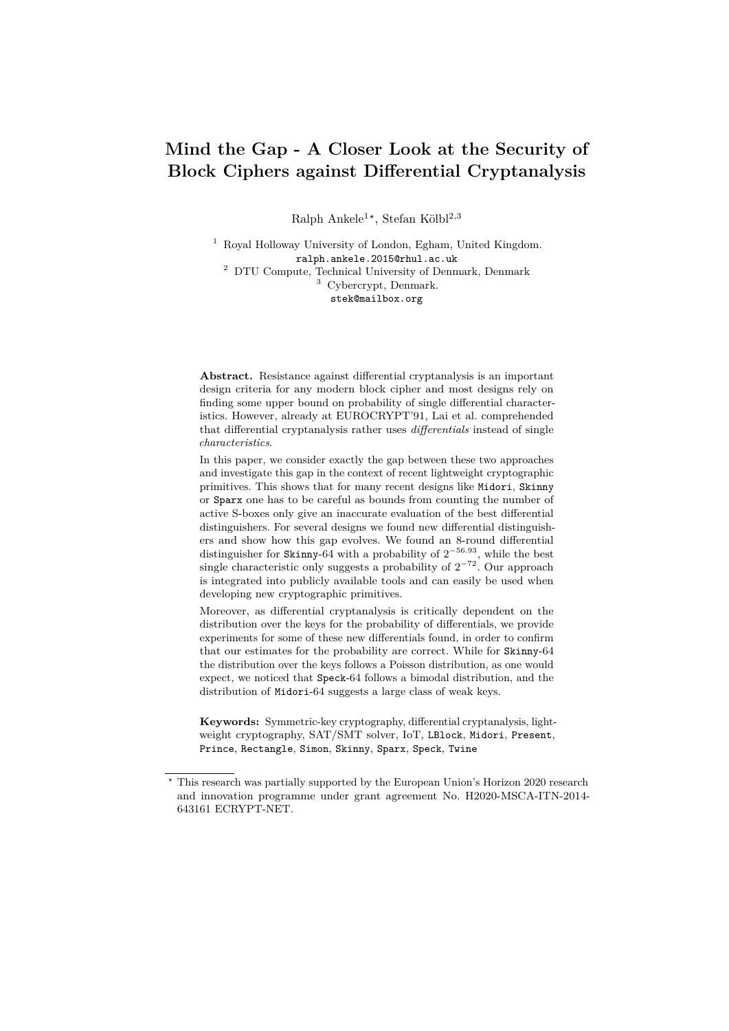# Mind the Gap - A Closer Look at the Security of Block Ciphers against Differential Cryptanalysis

Ralph Ankele[1*], Stefan Kölbl[2,3]

[1] Royal Holloway University of London, Egham, United Kingdom.
ralph.ankele.2015@rhul.ac.uk
[2] DTU Compute, Technical University of Denmark, Denmark
[3] Cybercrypt, Denmark.
stek@mailbox.org

**Abstract.** Resistance against differential cryptanalysis is an important design criteria for any modern block cipher and most designs rely on finding some upper bound on probability of single differential characteristics. However, already at EUROCRYPT'91, Lai et al. comprehended that differential cryptanalysis rather uses *differentials* instead of single *characteristics*.

In this paper, we consider exactly the gap between these two approaches and investigate this gap in the context of recent lightweight cryptographic primitives. This shows that for many recent designs like Midori, Skinny or Sparx one has to be careful as bounds from counting the number of active S-boxes only give an inaccurate evaluation of the best differential distinguishers. For several designs we found new differential distinguishers and show how this gap evolves. We found an 8-round differential distinguisher for Skinny-64 with a probability of $2^{-56.93}$, while the best single characteristic only suggests a probability of $2^{-72}$. Our approach is integrated into publicly available tools and can easily be used when developing new cryptographic primitives.

Moreover, as differential cryptanalysis is critically dependent on the distribution over the keys for the probability of differentials, we provide experiments for some of these new differentials found, in order to confirm that our estimates for the probability are correct. While for Skinny-64 the distribution over the keys follows a Poisson distribution, as one would expect, we noticed that Speck-64 follows a bimodal distribution, and the distribution of Midori-64 suggests a large class of weak keys.

**Keywords:** Symmetric-key cryptography, differential cryptanalysis, lightweight cryptography, SAT/SMT solver, IoT, LBlock, Midori, Present, Prince, Rectangle, Simon, Skinny, Sparx, Speck, Twine

* This research was partially supported by the European Union's Horizon 2020 research and innovation programme under grant agreement No. H2020-MSCA-ITN-2014-643161 ECRYPT-NET.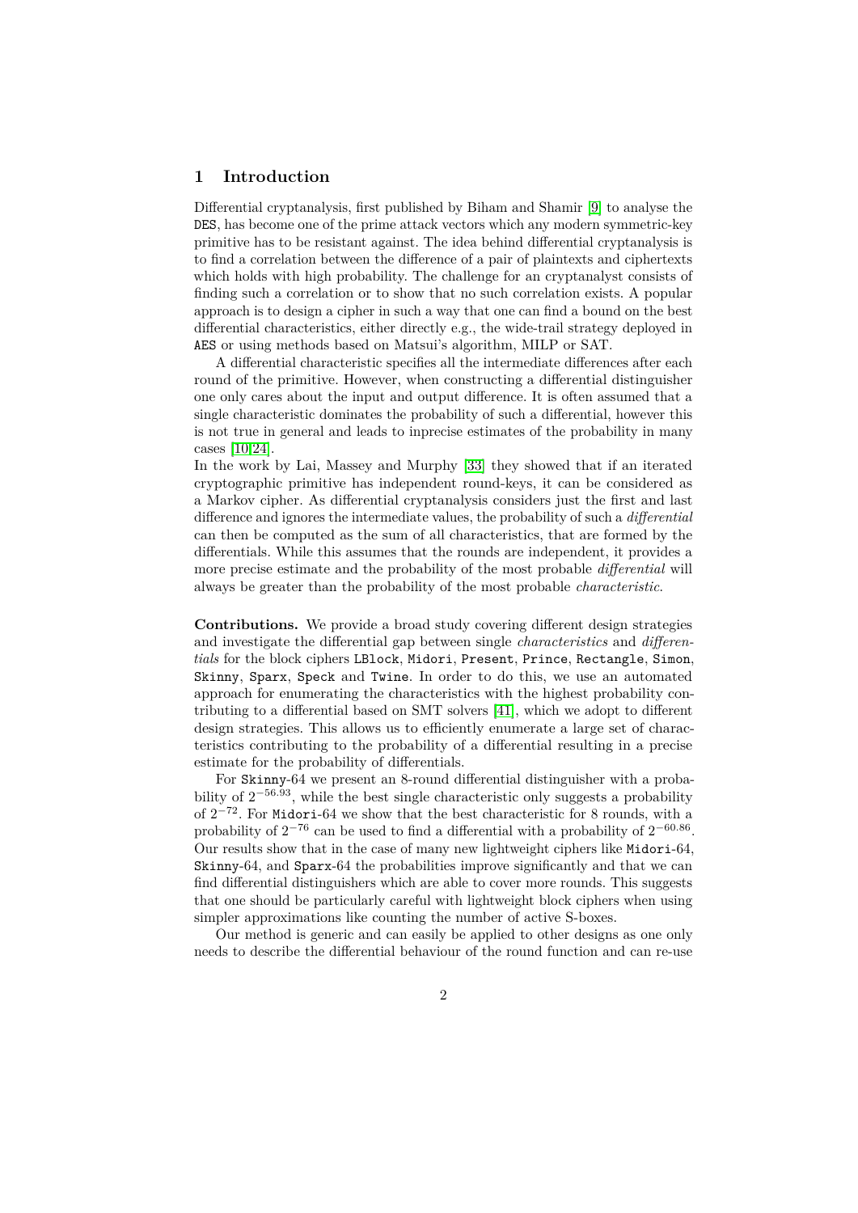## 1 Introduction

Differential cryptanalysis, first published by Biham and Shamir [9] to analyse the DES, has become one of the prime attack vectors which any modern symmetric-key primitive has to be resistant against. The idea behind differential cryptanalysis is to find a correlation between the difference of a pair of plaintexts and ciphertexts which holds with high probability. The challenge for an cryptanalyst consists of finding such a correlation or to show that no such correlation exists. A popular approach is to design a cipher in such a way that one can find a bound on the best differential characteristics, either directly e.g., the wide-trail strategy deployed in AES or using methods based on Matsui's algorithm, MILP or SAT.

A differential characteristic specifies all the intermediate differences after each round of the primitive. However, when constructing a differential distinguisher one only cares about the input and output difference. It is often assumed that a single characteristic dominates the probability of such a differential, however this is not true in general and leads to inprecise estimates of the probability in many cases [10,24].
In the work by Lai, Massey and Murphy [33] they showed that if an iterated cryptographic primitive has independent round-keys, it can be considered as a Markov cipher. As differential cryptanalysis considers just the first and last difference and ignores the intermediate values, the probability of such a *differential* can then be computed as the sum of all characteristics, that are formed by the differentials. While this assumes that the rounds are independent, it provides a more precise estimate and the probability of the most probable *differential* will always be greater than the probability of the most probable *characteristic*.

**Contributions.** We provide a broad study covering different design strategies and investigate the differential gap between single *characteristics* and *differentials* for the block ciphers LBlock, Midori, Present, Prince, Rectangle, Simon, Skinny, Sparx, Speck and Twine. In order to do this, we use an automated approach for enumerating the characteristics with the highest probability contributing to a differential based on SMT solvers [41], which we adopt to different design strategies. This allows us to efficiently enumerate a large set of characteristics contributing to the probability of a differential resulting in a precise estimate for the probability of differentials.

For Skinny-64 we present an 8-round differential distinguisher with a probability of $2^{-56.93}$, while the best single characteristic only suggests a probability of $2^{-72}$. For Midori-64 we show that the best characteristic for 8 rounds, with a probability of $2^{-76}$ can be used to find a differential with a probability of $2^{-60.86}$. Our results show that in the case of many new lightweight ciphers like Midori-64, Skinny-64, and Sparx-64 the probabilities improve significantly and that we can find differential distinguishers which are able to cover more rounds. This suggests that one should be particularly careful with lightweight block ciphers when using simpler approximations like counting the number of active S-boxes.

Our method is generic and can easily be applied to other designs as one only needs to describe the differential behaviour of the round function and can re-use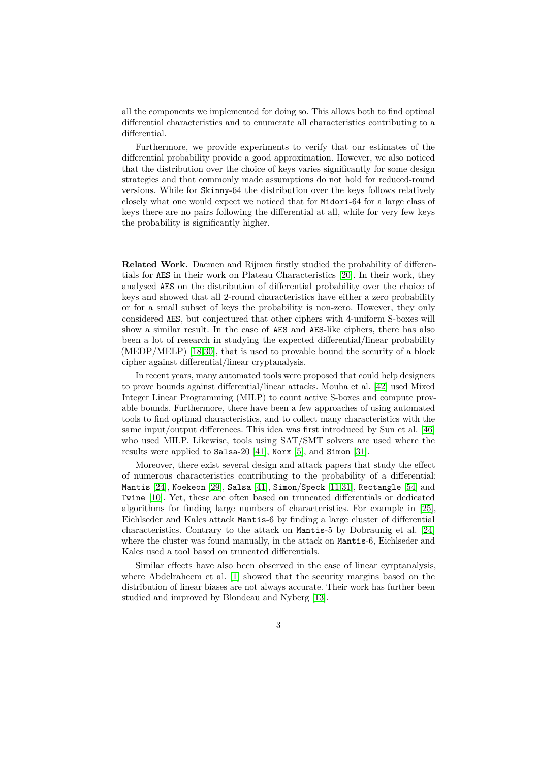all the components we implemented for doing so. This allows both to find optimal differential characteristics and to enumerate all characteristics contributing to a differential.

Furthermore, we provide experiments to verify that our estimates of the differential probability provide a good approximation. However, we also noticed that the distribution over the choice of keys varies significantly for some design strategies and that commonly made assumptions do not hold for reduced-round versions. While for `Skinny`-64 the distribution over the keys follows relatively closely what one would expect we noticed that for `Midori`-64 for a large class of keys there are no pairs following the differential at all, while for very few keys the probability is significantly higher.

**Related Work.** Daemen and Rijmen firstly studied the probability of differentials for `AES` in their work on Plateau Characteristics [20]. In their work, they analysed `AES` on the distribution of differential probability over the choice of keys and showed that all 2-round characteristics have either a zero probability or for a small subset of keys the probability is non-zero. However, they only considered `AES`, but conjectured that other ciphers with 4-uniform S-boxes will show a similar result. In the case of `AES` and `AES`-like ciphers, there has also been a lot of research in studying the expected differential/linear probability (MEDP/MELP) [18,30], that is used to provable bound the security of a block cipher against differential/linear cryptanalysis.

In recent years, many automated tools were proposed that could help designers to prove bounds against differential/linear attacks. Mouha et al. [42] used Mixed Integer Linear Programming (MILP) to count active S-boxes and compute provable bounds. Furthermore, there have been a few approaches of using automated tools to find optimal characteristics, and to collect many characteristics with the same input/output differences. This idea was first introduced by Sun et al. [46] who used MILP. Likewise, tools using SAT/SMT solvers are used where the results were applied to `Salsa`-20 [41], `Norx` [5], and `Simon` [31].

Moreover, there exist several design and attack papers that study the effect of numerous characteristics contributing to the probability of a differential: `Mantis` [24], `Noekeon` [29], `Salsa` [41], `Simon`/`Speck` [11,31], `Rectangle` [54] and `Twine` [10]. Yet, these are often based on truncated differentials or dedicated algorithms for finding large numbers of characteristics. For example in [25], Eichlseder and Kales attack `Mantis`-6 by finding a large cluster of differential characteristics. Contrary to the attack on `Mantis`-5 by Dobraunig et al. [24] where the cluster was found manually, in the attack on `Mantis`-6, Eichlseder and Kales used a tool based on truncated differentials.

Similar effects have also been observed in the case of linear cyrptanalysis, where Abdelraheem et al. [1] showed that the security margins based on the distribution of linear biases are not always accurate. Their work has further been studied and improved by Blondeau and Nyberg [13].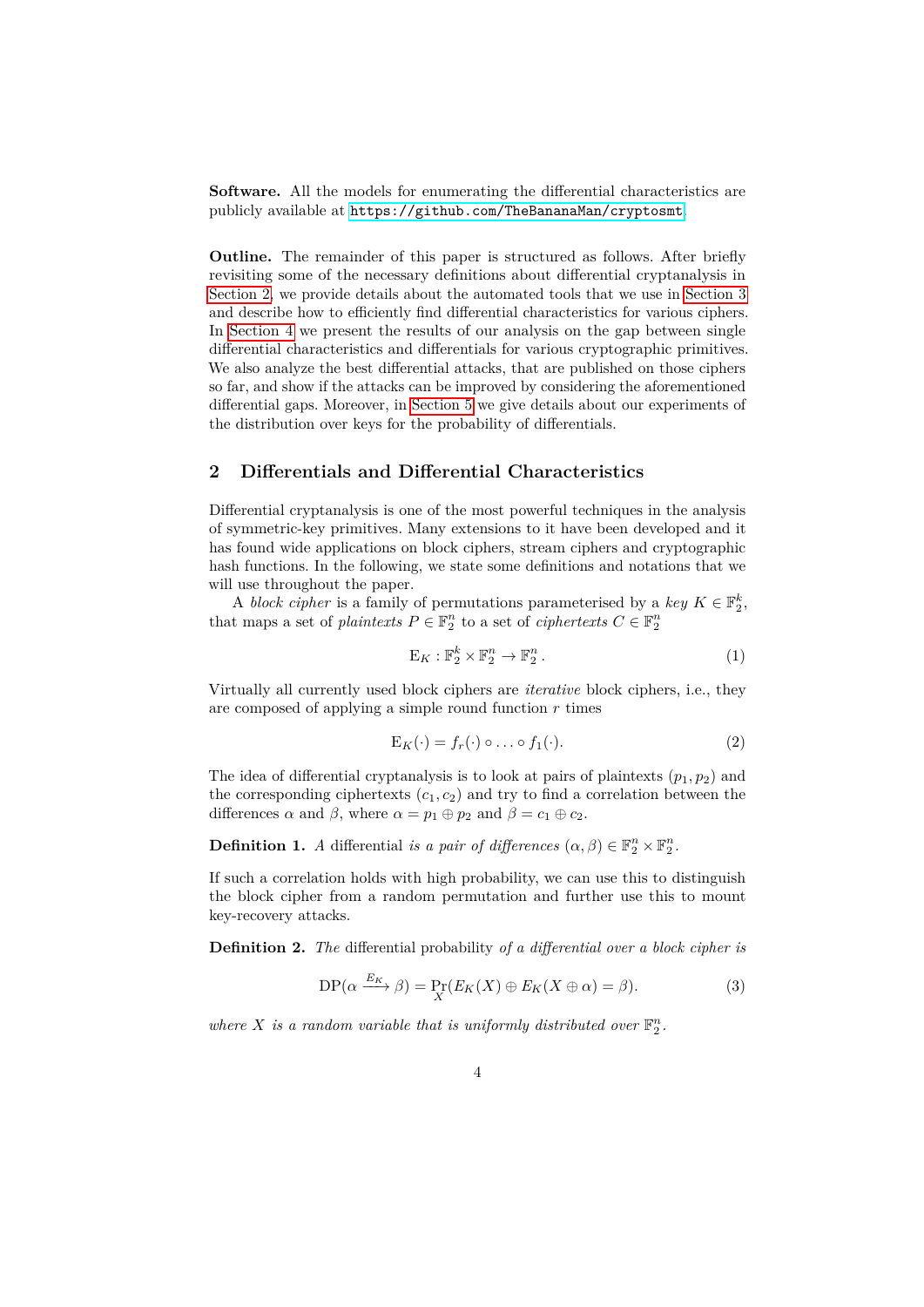**Software.** All the models for enumerating the differential characteristics are publicly available at https://github.com/TheBananaMan/cryptosmt.

**Outline.** The remainder of this paper is structured as follows. After briefly revisiting some of the necessary definitions about differential cryptanalysis in Section 2, we provide details about the automated tools that we use in Section 3 and describe how to efficiently find differential characteristics for various ciphers. In Section 4 we present the results of our analysis on the gap between single differential characteristics and differentials for various cryptographic primitives. We also analyze the best differential attacks, that are published on those ciphers so far, and show if the attacks can be improved by considering the aforementioned differential gaps. Moreover, in Section 5 we give details about our experiments of the distribution over keys for the probability of differentials.

## 2 Differentials and Differential Characteristics

Differential cryptanalysis is one of the most powerful techniques in the analysis of symmetric-key primitives. Many extensions to it have been developed and it has found wide applications on block ciphers, stream ciphers and cryptographic hash functions. In the following, we state some definitions and notations that we will use throughout the paper.

A *block cipher* is a family of permutations parameterised by a *key* $K \in \mathbb{F}_2^k$, that maps a set of *plaintexts* $P \in \mathbb{F}_2^n$ to a set of *ciphertexts* $C \in \mathbb{F}_2^n$

$$\mathrm{E}_K : \mathbb{F}_2^k \times \mathbb{F}_2^n \to \mathbb{F}_2^n \,. \tag{1}$$

Virtually all currently used block ciphers are *iterative* block ciphers, i.e., they are composed of applying a simple round function $r$ times

$$\mathrm{E}_K(\cdot) = f_r(\cdot) \circ \ldots \circ f_1(\cdot). \tag{2}$$

The idea of differential cryptanalysis is to look at pairs of plaintexts $(p_1, p_2)$ and the corresponding ciphertexts $(c_1, c_2)$ and try to find a correlation between the differences $\alpha$ and $\beta$, where $\alpha = p_1 \oplus p_2$ and $\beta = c_1 \oplus c_2$.

**Definition 1.** *A* differential *is a pair of differences* $(\alpha, \beta) \in \mathbb{F}_2^n \times \mathbb{F}_2^n$.

If such a correlation holds with high probability, we can use this to distinguish the block cipher from a random permutation and further use this to mount key-recovery attacks.

**Definition 2.** *The* differential probability *of a differential over a block cipher is*

$$\mathrm{DP}(\alpha \xrightarrow{E_K} \beta) = \Pr_X(E_K(X) \oplus E_K(X \oplus \alpha) = \beta). \tag{3}$$

*where $X$ is a random variable that is uniformly distributed over $\mathbb{F}_2^n$.*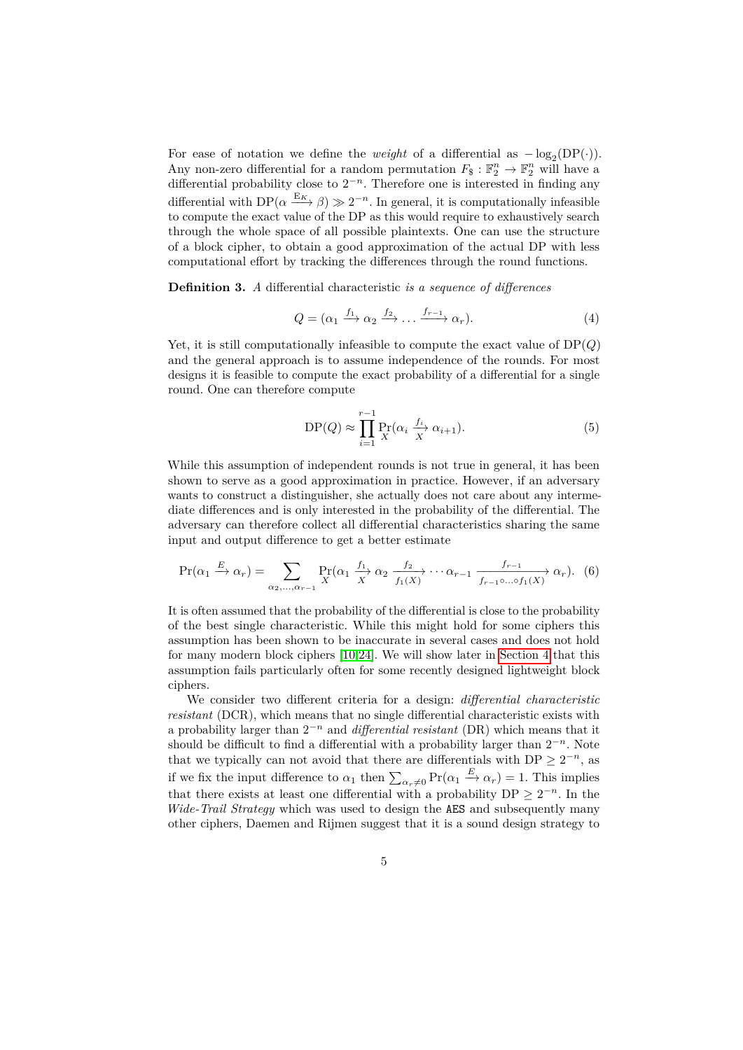For ease of notation we define the *weight* of a differential as $-\log_2(\mathrm{DP}(\cdot))$. Any non-zero differential for a random permutation $F_\$ : \mathbb{F}_2^n \to \mathbb{F}_2^n$ will have a differential probability close to $2^{-n}$. Therefore one is interested in finding any differential with $\mathrm{DP}(\alpha \xrightarrow{\mathrm{E}_K} \beta) \gg 2^{-n}$. In general, it is computationally infeasible to compute the exact value of the DP as this would require to exhaustively search through the whole space of all possible plaintexts. One can use the structure of a block cipher, to obtain a good approximation of the actual DP with less computational effort by tracking the differences through the round functions.

**Definition 3.** *A* differential characteristic *is a sequence of differences*

$$Q = (\alpha_1 \xrightarrow{f_1} \alpha_2 \xrightarrow{f_2} \dots \xrightarrow{f_{r-1}} \alpha_r). \tag{4}$$

Yet, it is still computationally infeasible to compute the exact value of $\mathrm{DP}(Q)$ and the general approach is to assume independence of the rounds. For most designs it is feasible to compute the exact probability of a differential for a single round. One can therefore compute

$$\mathrm{DP}(Q) \approx \prod_{i=1}^{r-1} \Pr_X(\alpha_i \xrightarrow[X]{f_i} \alpha_{i+1}). \tag{5}$$

While this assumption of independent rounds is not true in general, it has been shown to serve as a good approximation in practice. However, if an adversary wants to construct a distinguisher, she actually does not care about any intermediate differences and is only interested in the probability of the differential. The adversary can therefore collect all differential characteristics sharing the same input and output difference to get a better estimate

$$\Pr(\alpha_1 \xrightarrow{E} \alpha_r) = \sum_{\alpha_2,\dots,\alpha_{r-1}} \Pr_X(\alpha_1 \xrightarrow[X]{f_1} \alpha_2 \xrightarrow[f_1(X)]{f_2} \cdots \alpha_{r-1} \xrightarrow[f_{r-1}\circ\dots\circ f_1(X)]{f_{r-1}} \alpha_r). \tag{6}$$

It is often assumed that the probability of the differential is close to the probability of the best single characteristic. While this might hold for some ciphers this assumption has been shown to be inaccurate in several cases and does not hold for many modern block ciphers [10,24]. We will show later in Section 4 that this assumption fails particularly often for some recently designed lightweight block ciphers.

We consider two different criteria for a design: *differential characteristic resistant* (DCR), which means that no single differential characteristic exists with a probability larger than $2^{-n}$ and *differential resistant* (DR) which means that it should be difficult to find a differential with a probability larger than $2^{-n}$. Note that we typically can not avoid that there are differentials with $\mathrm{DP} \geq 2^{-n}$, as if we fix the input difference to $\alpha_1$ then $\sum_{\alpha_r \neq 0} \Pr(\alpha_1 \xrightarrow{E} \alpha_r) = 1$. This implies that there exists at least one differential with a probability $\mathrm{DP} \geq 2^{-n}$. In the *Wide-Trail Strategy* which was used to design the AES and subsequently many other ciphers, Daemen and Rijmen suggest that it is a sound design strategy to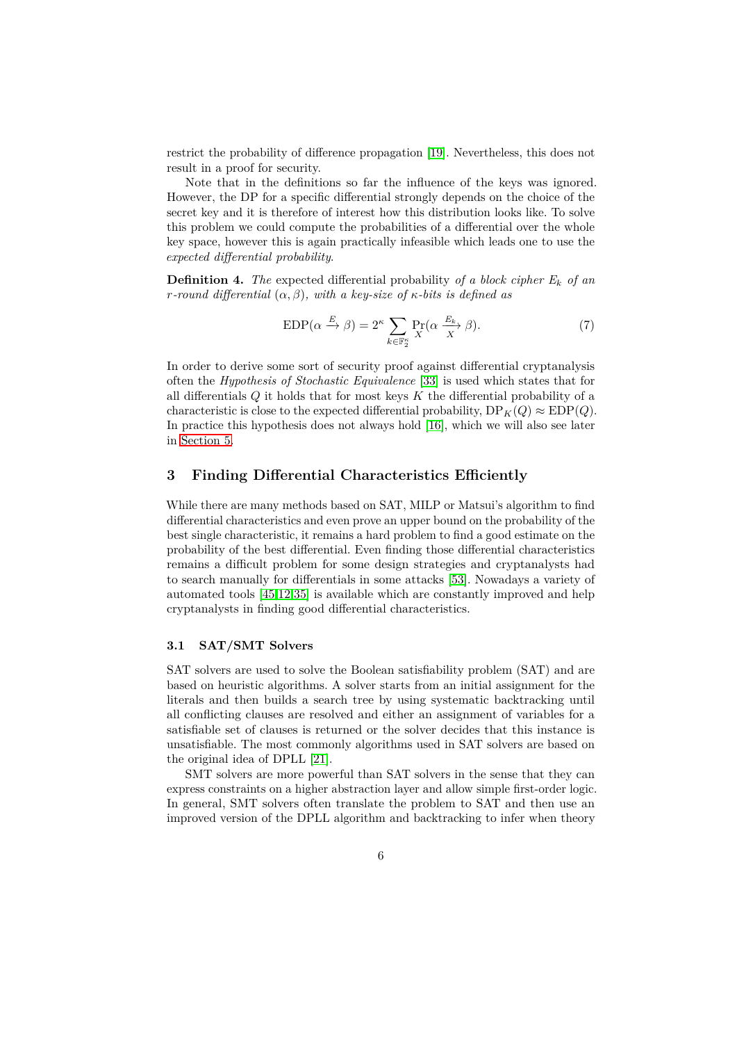restrict the probability of difference propagation [19]. Nevertheless, this does not result in a proof for security.

Note that in the definitions so far the influence of the keys was ignored. However, the DP for a specific differential strongly depends on the choice of the secret key and it is therefore of interest how this distribution looks like. To solve this problem we could compute the probabilities of a differential over the whole key space, however this is again practically infeasible which leads one to use the *expected differential probability*.

**Definition 4.** *The* expected differential probability *of a block cipher $E_k$ of an $r$-round differential $(\alpha, \beta)$, with a key-size of $\kappa$-bits is defined as*

$$\mathrm{EDP}(\alpha \xrightarrow{E} \beta) = 2^{\kappa} \sum_{k \in \mathbb{F}_2^{\kappa}} \Pr_X(\alpha \xrightarrow[X]{E_k} \beta). \tag{7}$$

In order to derive some sort of security proof against differential cryptanalysis often the *Hypothesis of Stochastic Equivalence* [33] is used which states that for all differentials $Q$ it holds that for most keys $K$ the differential probability of a characteristic is close to the expected differential probability, $\mathrm{DP}_K(Q) \approx \mathrm{EDP}(Q)$. In practice this hypothesis does not always hold [16], which we will also see later in Section 5.

## 3 Finding Differential Characteristics Efficiently

While there are many methods based on SAT, MILP or Matsui's algorithm to find differential characteristics and even prove an upper bound on the probability of the best single characteristic, it remains a hard problem to find a good estimate on the probability of the best differential. Even finding those differential characteristics remains a difficult problem for some design strategies and cryptanalysts had to search manually for differentials in some attacks [53]. Nowadays a variety of automated tools [45,12,35] is available which are constantly improved and help cryptanalysts in finding good differential characteristics.

### 3.1 SAT/SMT Solvers

SAT solvers are used to solve the Boolean satisfiability problem (SAT) and are based on heuristic algorithms. A solver starts from an initial assignment for the literals and then builds a search tree by using systematic backtracking until all conflicting clauses are resolved and either an assignment of variables for a satisfiable set of clauses is returned or the solver decides that this instance is unsatisfiable. The most commonly algorithms used in SAT solvers are based on the original idea of DPLL [21].

SMT solvers are more powerful than SAT solvers in the sense that they can express constraints on a higher abstraction layer and allow simple first-order logic. In general, SMT solvers often translate the problem to SAT and then use an improved version of the DPLL algorithm and backtracking to infer when theory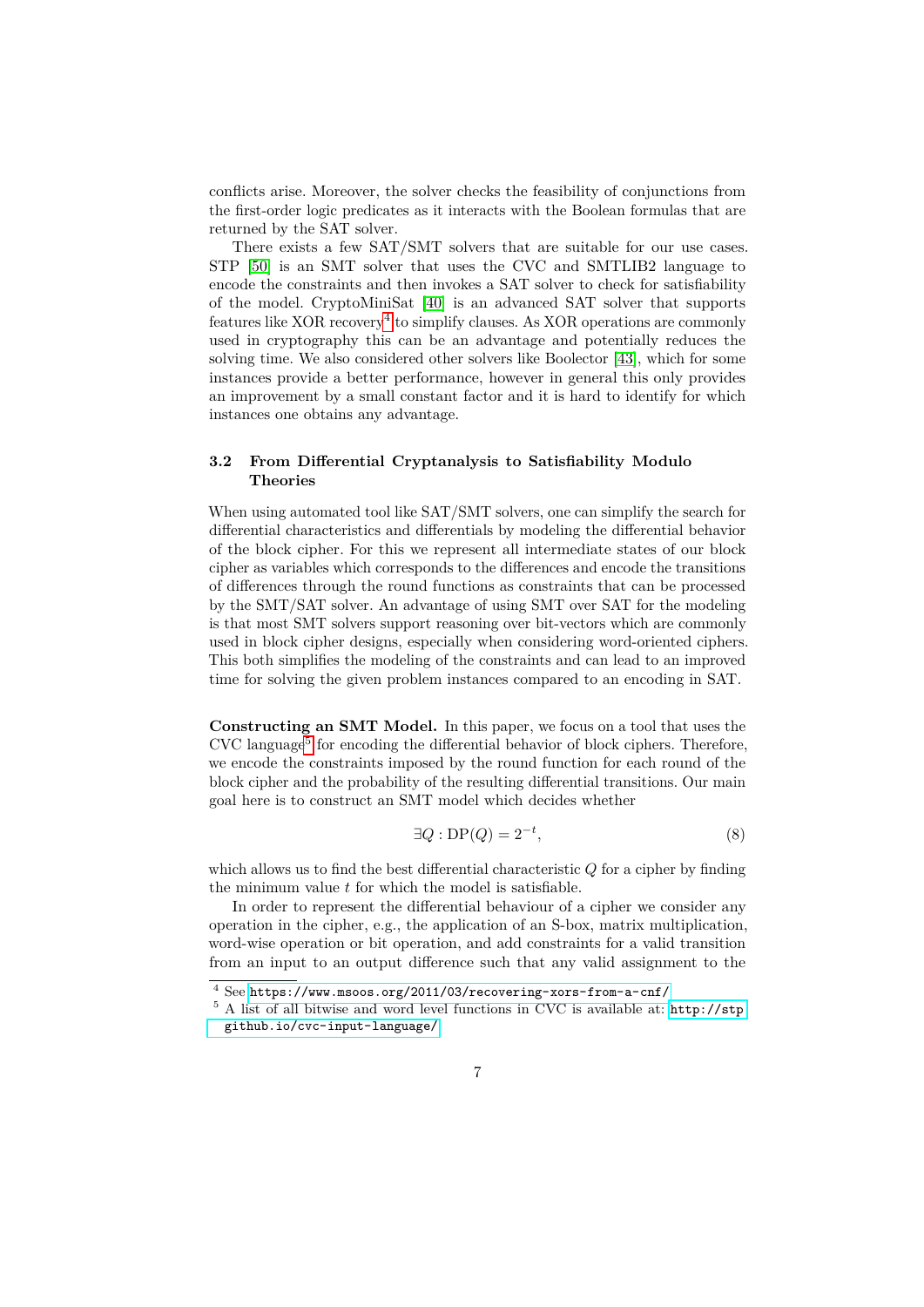conflicts arise. Moreover, the solver checks the feasibility of conjunctions from the first-order logic predicates as it interacts with the Boolean formulas that are returned by the SAT solver.

There exists a few SAT/SMT solvers that are suitable for our use cases. STP [50] is an SMT solver that uses the CVC and SMTLIB2 language to encode the constraints and then invokes a SAT solver to check for satisfiability of the model. CryptoMiniSat [40] is an advanced SAT solver that supports features like XOR recovery[4] to simplify clauses. As XOR operations are commonly used in cryptography this can be an advantage and potentially reduces the solving time. We also considered other solvers like Boolector [43], which for some instances provide a better performance, however in general this only provides an improvement by a small constant factor and it is hard to identify for which instances one obtains any advantage.

### 3.2 From Differential Cryptanalysis to Satisfiability Modulo Theories

When using automated tool like SAT/SMT solvers, one can simplify the search for differential characteristics and differentials by modeling the differential behavior of the block cipher. For this we represent all intermediate states of our block cipher as variables which corresponds to the differences and encode the transitions of differences through the round functions as constraints that can be processed by the SMT/SAT solver. An advantage of using SMT over SAT for the modeling is that most SMT solvers support reasoning over bit-vectors which are commonly used in block cipher designs, especially when considering word-oriented ciphers. This both simplifies the modeling of the constraints and can lead to an improved time for solving the given problem instances compared to an encoding in SAT.

**Constructing an SMT Model.** In this paper, we focus on a tool that uses the CVC language[5] for encoding the differential behavior of block ciphers. Therefore, we encode the constraints imposed by the round function for each round of the block cipher and the probability of the resulting differential transitions. Our main goal here is to construct an SMT model which decides whether

$$\exists Q : \mathrm{DP}(Q) = 2^{-t}, \tag{8}$$

which allows us to find the best differential characteristic $Q$ for a cipher by finding the minimum value $t$ for which the model is satisfiable.

In order to represent the differential behaviour of a cipher we consider any operation in the cipher, e.g., the application of an S-box, matrix multiplication, word-wise operation or bit operation, and add constraints for a valid transition from an input to an output difference such that any valid assignment to the

[4] See https://www.msoos.org/2011/03/recovering-xors-from-a-cnf/

[5] A list of all bitwise and word level functions in CVC is available at: http://stp.github.io/cvc-input-language/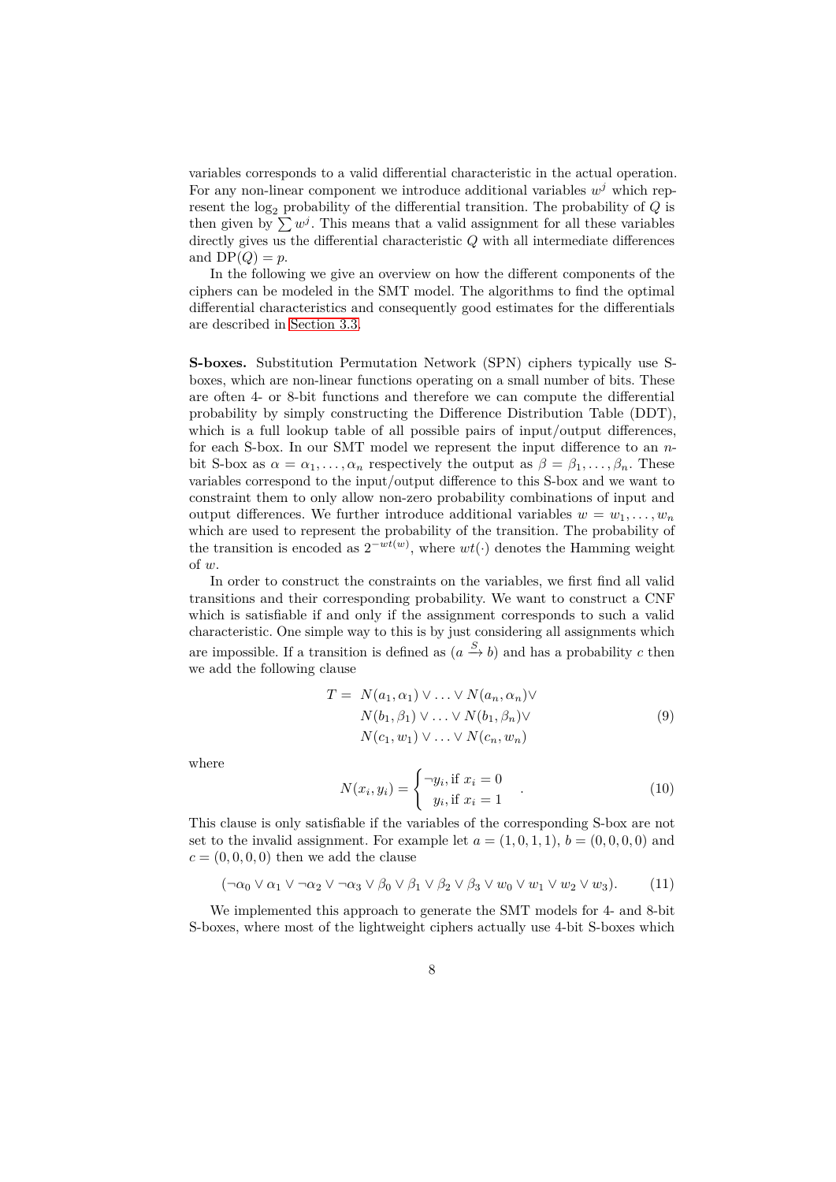variables corresponds to a valid differential characteristic in the actual operation. For any non-linear component we introduce additional variables $w^j$ which represent the $\log_2$ probability of the differential transition. The probability of $Q$ is then given by $\sum w^j$. This means that a valid assignment for all these variables directly gives us the differential characteristic $Q$ with all intermediate differences and $\text{DP}(Q) = p$.

In the following we give an overview on how the different components of the ciphers can be modeled in the SMT model. The algorithms to find the optimal differential characteristics and consequently good estimates for the differentials are described in Section 3.3.

**S-boxes.** Substitution Permutation Network (SPN) ciphers typically use S-boxes, which are non-linear functions operating on a small number of bits. These are often 4- or 8-bit functions and therefore we can compute the differential probability by simply constructing the Difference Distribution Table (DDT), which is a full lookup table of all possible pairs of input/output differences, for each S-box. In our SMT model we represent the input difference to an $n$-bit S-box as $\alpha = \alpha_1, \ldots, \alpha_n$ respectively the output as $\beta = \beta_1, \ldots, \beta_n$. These variables correspond to the input/output difference to this S-box and we want to constraint them to only allow non-zero probability combinations of input and output differences. We further introduce additional variables $w = w_1, \ldots, w_n$ which are used to represent the probability of the transition. The probability of the transition is encoded as $2^{-wt(w)}$, where $wt(\cdot)$ denotes the Hamming weight of $w$.

In order to construct the constraints on the variables, we first find all valid transitions and their corresponding probability. We want to construct a CNF which is satisfiable if and only if the assignment corresponds to such a valid characteristic. One simple way to this is by just considering all assignments which are impossible. If a transition is defined as $(a \xrightarrow{S} b)$ and has a probability $c$ then we add the following clause

$$
\begin{aligned}
T = \; & N(a_1, \alpha_1) \vee \ldots \vee N(a_n, \alpha_n) \vee \\
& N(b_1, \beta_1) \vee \ldots \vee N(b_1, \beta_n) \vee \\
& N(c_1, w_1) \vee \ldots \vee N(c_n, w_n)
\end{aligned}
\tag{9}
$$

where

$$
N(x_i, y_i) = \begin{cases} \neg y_i, \text{if } x_i = 0 \\ \;\; y_i, \text{if } x_i = 1 \end{cases} .
\tag{10}
$$

This clause is only satisfiable if the variables of the corresponding S-box are not set to the invalid assignment. For example let $a = (1, 0, 1, 1)$, $b = (0, 0, 0, 0)$ and $c = (0, 0, 0, 0)$ then we add the clause

$$
(\neg \alpha_0 \vee \alpha_1 \vee \neg \alpha_2 \vee \neg \alpha_3 \vee \beta_0 \vee \beta_1 \vee \beta_2 \vee \beta_3 \vee w_0 \vee w_1 \vee w_2 \vee w_3).
\tag{11}
$$

We implemented this approach to generate the SMT models for 4- and 8-bit S-boxes, where most of the lightweight ciphers actually use 4-bit S-boxes which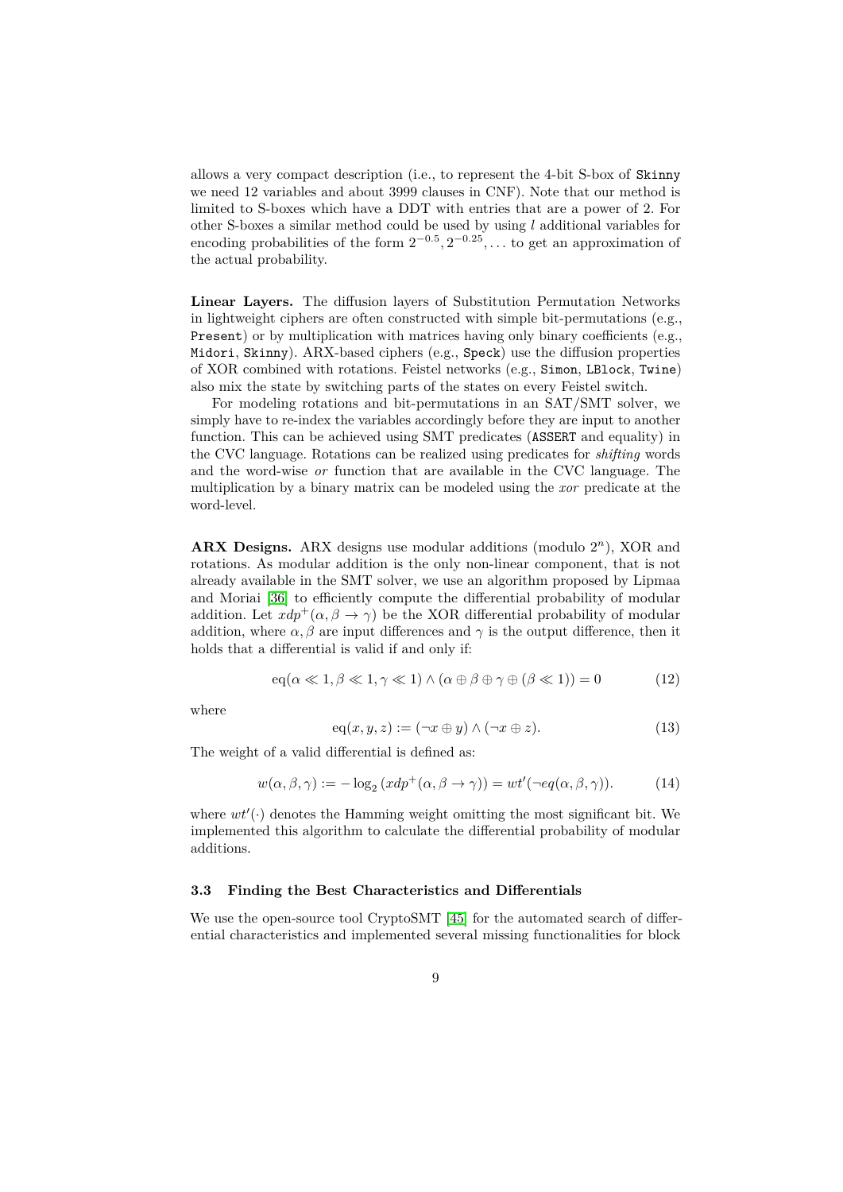allows a very compact description (i.e., to represent the 4-bit S-box of Skinny we need 12 variables and about 3999 clauses in CNF). Note that our method is limited to S-boxes which have a DDT with entries that are a power of 2. For other S-boxes a similar method could be used by using $l$ additional variables for encoding probabilities of the form $2^{-0.5}, 2^{-0.25}, \dots$ to get an approximation of the actual probability.

**Linear Layers.** The diffusion layers of Substitution Permutation Networks in lightweight ciphers are often constructed with simple bit-permutations (e.g., Present) or by multiplication with matrices having only binary coefficients (e.g., Midori, Skinny). ARX-based ciphers (e.g., Speck) use the diffusion properties of XOR combined with rotations. Feistel networks (e.g., Simon, LBlock, Twine) also mix the state by switching parts of the states on every Feistel switch.

For modeling rotations and bit-permutations in an SAT/SMT solver, we simply have to re-index the variables accordingly before they are input to another function. This can be achieved using SMT predicates (ASSERT and equality) in the CVC language. Rotations can be realized using predicates for *shifting* words and the word-wise *or* function that are available in the CVC language. The multiplication by a binary matrix can be modeled using the *xor* predicate at the word-level.

**ARX Designs.** ARX designs use modular additions (modulo $2^n$), XOR and rotations. As modular addition is the only non-linear component, that is not already available in the SMT solver, we use an algorithm proposed by Lipmaa and Moriai [36] to efficiently compute the differential probability of modular addition. Let $xdp^+(\alpha, \beta \to \gamma)$ be the XOR differential probability of modular addition, where $\alpha, \beta$ are input differences and $\gamma$ is the output difference, then it holds that a differential is valid if and only if:

$$\mathrm{eq}(\alpha \ll 1, \beta \ll 1, \gamma \ll 1) \wedge (\alpha \oplus \beta \oplus \gamma \oplus (\beta \ll 1)) = 0 \tag{12}$$

where

$$\mathrm{eq}(x, y, z) := (\neg x \oplus y) \wedge (\neg x \oplus z). \tag{13}$$

The weight of a valid differential is defined as:

$$w(\alpha, \beta, \gamma) := -\log_2 (xdp^+(\alpha, \beta \to \gamma)) = wt'(\neg eq(\alpha, \beta, \gamma)). \tag{14}$$

where $wt'(\cdot)$ denotes the Hamming weight omitting the most significant bit. We implemented this algorithm to calculate the differential probability of modular additions.

### 3.3 Finding the Best Characteristics and Differentials

We use the open-source tool CryptoSMT [45] for the automated search of differential characteristics and implemented several missing functionalities for block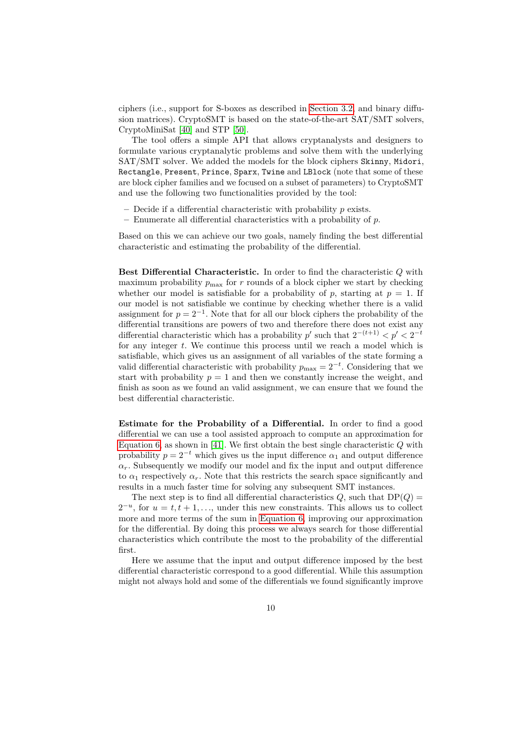ciphers (i.e., support for S-boxes as described in Section 3.2, and binary diffusion matrices). CryptoSMT is based on the state-of-the-art SAT/SMT solvers, CryptoMiniSat [40] and STP [50].

The tool offers a simple API that allows cryptanalysts and designers to formulate various cryptanalytic problems and solve them with the underlying SAT/SMT solver. We added the models for the block ciphers `Skinny`, `Midori`, `Rectangle`, `Present`, `Prince`, `Sparx`, `Twine` and `LBlock` (note that some of these are block cipher families and we focused on a subset of parameters) to CryptoSMT and use the following two functionalities provided by the tool:

- Decide if a differential characteristic with probability $p$ exists.
- Enumerate all differential characteristics with a probability of $p$.

Based on this we can achieve our two goals, namely finding the best differential characteristic and estimating the probability of the differential.

**Best Differential Characteristic.** In order to find the characteristic $Q$ with maximum probability $p_{\max}$ for $r$ rounds of a block cipher we start by checking whether our model is satisfiable for a probability of $p$, starting at $p = 1$. If our model is not satisfiable we continue by checking whether there is a valid assignment for $p = 2^{-1}$. Note that for all our block ciphers the probability of the differential transitions are powers of two and therefore there does not exist any differential characteristic which has a probability $p'$ such that $2^{-(t+1)} < p' < 2^{-t}$ for any integer $t$. We continue this process until we reach a model which is satisfiable, which gives us an assignment of all variables of the state forming a valid differential characteristic with probability $p_{\max} = 2^{-t}$. Considering that we start with probability $p = 1$ and then we constantly increase the weight, and finish as soon as we found an valid assignment, we can ensure that we found the best differential characteristic.

**Estimate for the Probability of a Differential.** In order to find a good differential we can use a tool assisted approach to compute an approximation for Equation 6, as shown in [41]. We first obtain the best single characteristic $Q$ with probability $p = 2^{-t}$ which gives us the input difference $\alpha_1$ and output difference $\alpha_r$. Subsequently we modify our model and fix the input and output difference to $\alpha_1$ respectively $\alpha_r$. Note that this restricts the search space significantly and results in a much faster time for solving any subsequent SMT instances.

The next step is to find all differential characteristics $Q$, such that $\mathrm{DP}(Q) = 2^{-u}$, for $u = t, t+1, \ldots$, under this new constraints. This allows us to collect more and more terms of the sum in Equation 6, improving our approximation for the differential. By doing this process we always search for those differential characteristics which contribute the most to the probability of the differential first.

Here we assume that the input and output difference imposed by the best differential characteristic correspond to a good differential. While this assumption might not always hold and some of the differentials we found significantly improve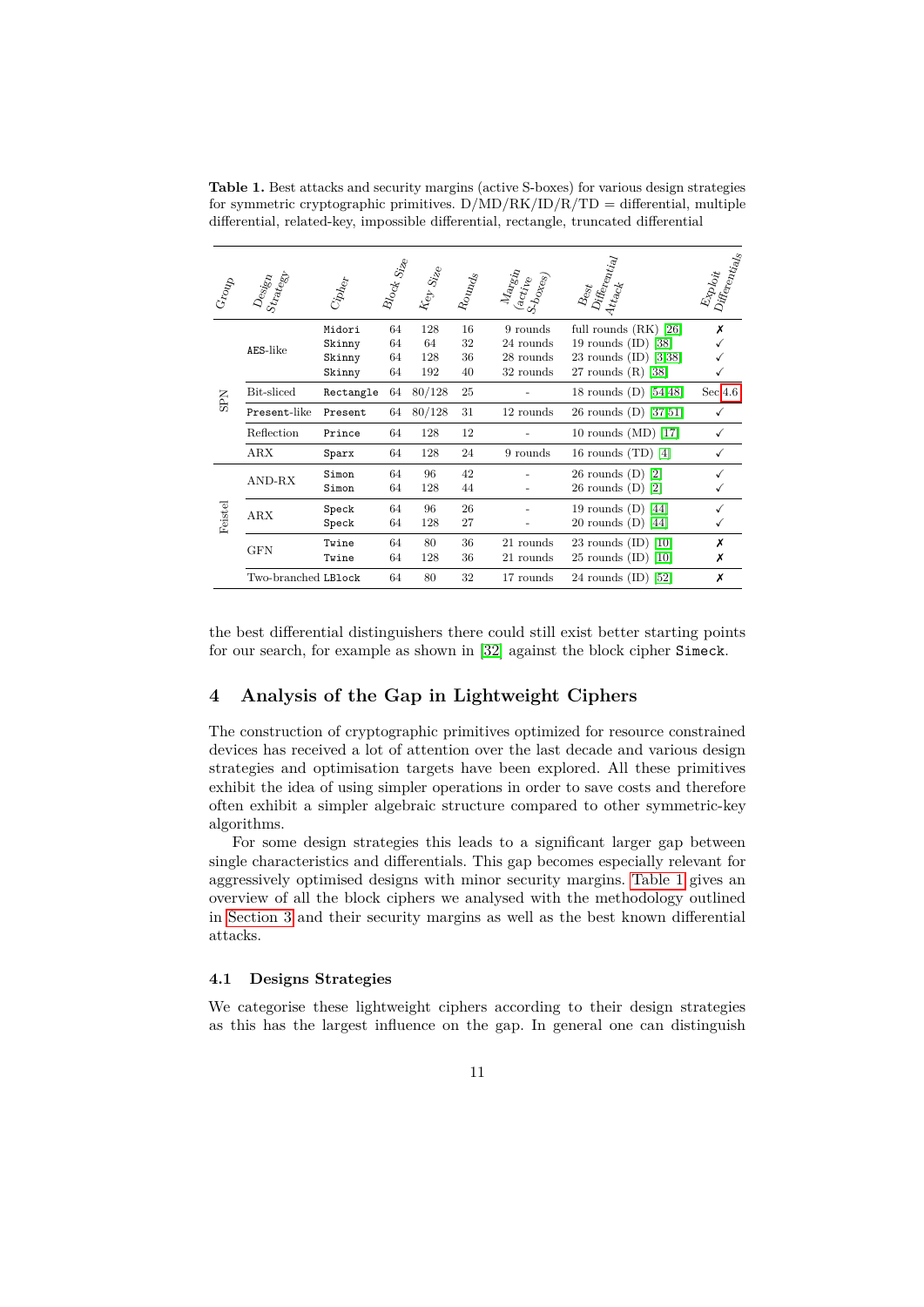**Table 1.** Best attacks and security margins (active S-boxes) for various design strategies for symmetric cryptographic primitives. D/MD/RK/ID/R/TD = differential, multiple differential, related-key, impossible differential, rectangle, truncated differential

| Group | Design Strategy | Cipher | Block Size | Key Size | Rounds | Margin (active S-boxes) | Best Differential Attack | Exploit Differentials |
|---|---|---|---|---|---|---|---|---|
| SPN | AES-like | Midori | 64 | 128 | 16 | 9 rounds | full rounds (RK) [26] | ✗ |
| | | Skinny | 64 | 64 | 32 | 24 rounds | 19 rounds (ID) [38] | ✓ |
| | | Skinny | 64 | 128 | 36 | 28 rounds | 23 rounds (ID) [3,38] | ✓ |
| | | Skinny | 64 | 192 | 40 | 32 rounds | 27 rounds (R) [38] | ✓ |
| | Bit-sliced | Rectangle | 64 | 80/128 | 25 | - | 18 rounds (D) [54,48] | Sec 4.6 |
| | Present-like | Present | 64 | 80/128 | 31 | 12 rounds | 26 rounds (D) [37,51] | ✓ |
| | Reflection | Prince | 64 | 128 | 12 | - | 10 rounds (MD) [17] | ✓ |
| | ARX | Sparx | 64 | 128 | 24 | 9 rounds | 16 rounds (TD) [4] | ✓ |
| Feistel | AND-RX | Simon | 64 | 96 | 42 | - | 26 rounds (D) [2] | ✓ |
| | | Simon | 64 | 128 | 44 | - | 26 rounds (D) [2] | ✓ |
| | ARX | Speck | 64 | 96 | 26 | - | 19 rounds (D) [44] | ✓ |
| | | Speck | 64 | 128 | 27 | - | 20 rounds (D) [44] | ✓ |
| | GFN | Twine | 64 | 80 | 36 | 21 rounds | 23 rounds (ID) [10] | ✗ |
| | | Twine | 64 | 128 | 36 | 21 rounds | 25 rounds (ID) [10] | ✗ |
| | Two-branched | LBlock | 64 | 80 | 32 | 17 rounds | 24 rounds (ID) [52] | ✗ |

the best differential distinguishers there could still exist better starting points for our search, for example as shown in [32] against the block cipher Simeck.

## 4 Analysis of the Gap in Lightweight Ciphers

The construction of cryptographic primitives optimized for resource constrained devices has received a lot of attention over the last decade and various design strategies and optimisation targets have been explored. All these primitives exhibit the idea of using simpler operations in order to save costs and therefore often exhibit a simpler algebraic structure compared to other symmetric-key algorithms.

For some design strategies this leads to a significant larger gap between single characteristics and differentials. This gap becomes especially relevant for aggressively optimised designs with minor security margins. Table 1 gives an overview of all the block ciphers we analysed with the methodology outlined in Section 3 and their security margins as well as the best known differential attacks.

### 4.1 Designs Strategies

We categorise these lightweight ciphers according to their design strategies as this has the largest influence on the gap. In general one can distinguish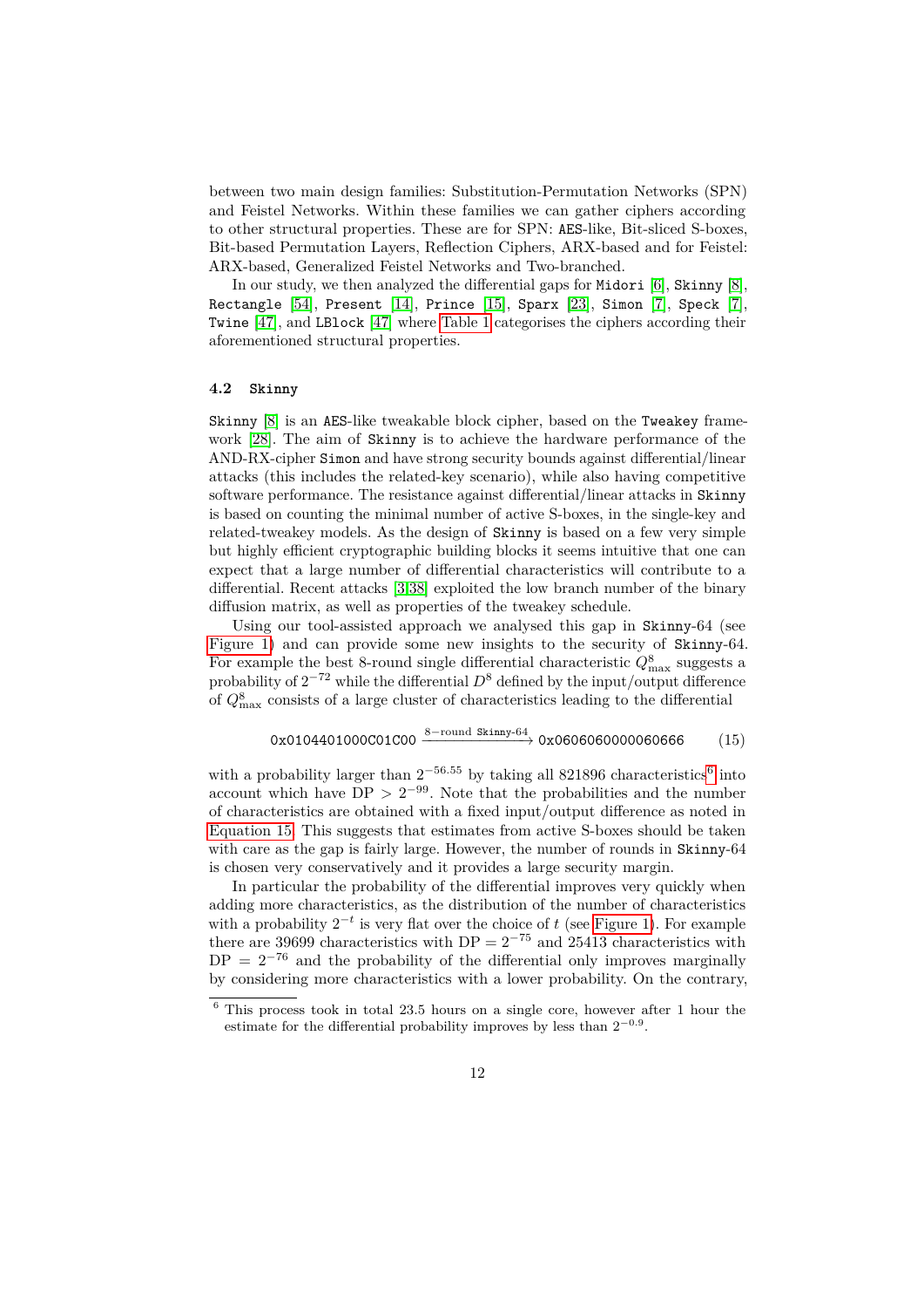between two main design families: Substitution-Permutation Networks (SPN) and Feistel Networks. Within these families we can gather ciphers according to other structural properties. These are for SPN: AES-like, Bit-sliced S-boxes, Bit-based Permutation Layers, Reflection Ciphers, ARX-based and for Feistel: ARX-based, Generalized Feistel Networks and Two-branched.

In our study, we then analyzed the differential gaps for Midori [6], Skinny [8], Rectangle [54], Present [14], Prince [15], Sparx [23], Simon [7], Speck [7], Twine [47], and LBlock [47] where Table 1 categorises the ciphers according their aforementioned structural properties.

### 4.2 Skinny

Skinny [8] is an AES-like tweakable block cipher, based on the Tweakey framework [28]. The aim of Skinny is to achieve the hardware performance of the AND-RX-cipher Simon and have strong security bounds against differential/linear attacks (this includes the related-key scenario), while also having competitive software performance. The resistance against differential/linear attacks in Skinny is based on counting the minimal number of active S-boxes, in the single-key and related-tweakey models. As the design of Skinny is based on a few very simple but highly efficient cryptographic building blocks it seems intuitive that one can expect that a large number of differential characteristics will contribute to a differential. Recent attacks [3,38] exploited the low branch number of the binary diffusion matrix, as well as properties of the tweakey schedule.

Using our tool-assisted approach we analysed this gap in Skinny-64 (see Figure 1) and can provide some new insights to the security of Skinny-64. For example the best 8-round single differential characteristic $Q^8_{\max}$ suggests a probability of $2^{-72}$ while the differential $D^8$ defined by the input/output difference of $Q^8_{\max}$ consists of a large cluster of characteristics leading to the differential

$$\texttt{0x0104401000C01C00} \xrightarrow{8-\text{round } \texttt{Skinny-64}} \texttt{0x0606060000060666} \qquad (15)$$

with a probability larger than $2^{-56.55}$ by taking all 821896 characteristics[6] into account which have $\mathrm{DP} > 2^{-99}$. Note that the probabilities and the number of characteristics are obtained with a fixed input/output difference as noted in Equation 15. This suggests that estimates from active S-boxes should be taken with care as the gap is fairly large. However, the number of rounds in Skinny-64 is chosen very conservatively and it provides a large security margin.

In particular the probability of the differential improves very quickly when adding more characteristics, as the distribution of the number of characteristics with a probability $2^{-t}$ is very flat over the choice of $t$ (see Figure 1). For example there are 39699 characteristics with $\mathrm{DP} = 2^{-75}$ and 25413 characteristics with $\mathrm{DP} = 2^{-76}$ and the probability of the differential only improves marginally by considering more characteristics with a lower probability. On the contrary,

[6] This process took in total 23.5 hours on a single core, however after 1 hour the estimate for the differential probability improves by less than $2^{-0.9}$.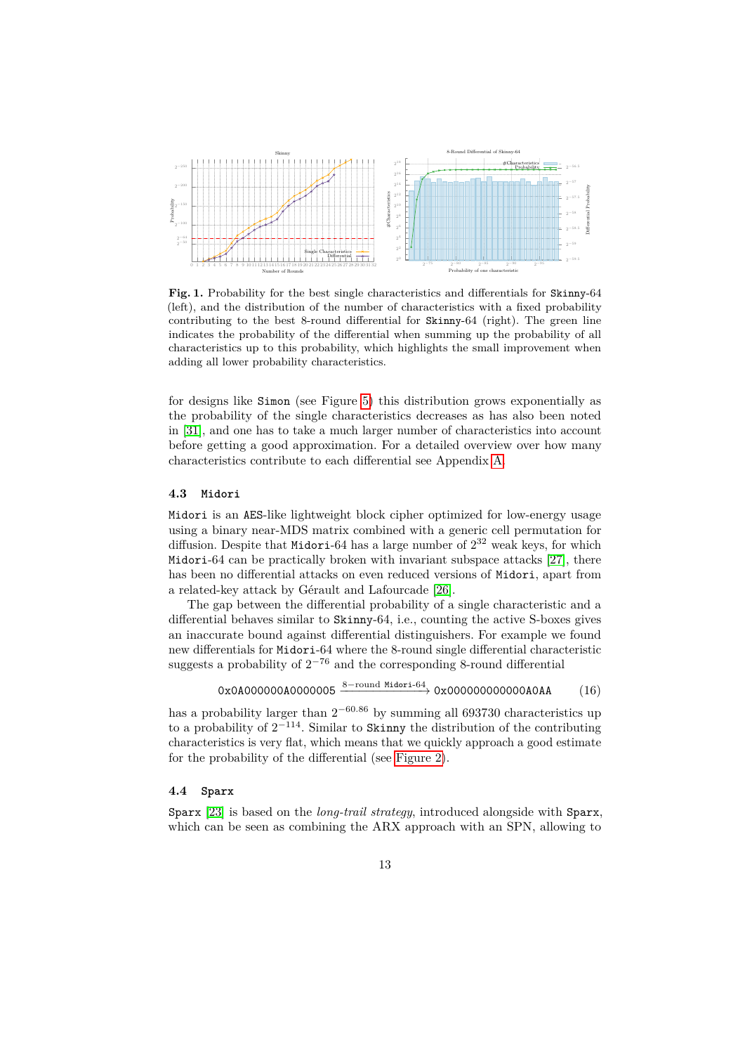**Fig. 1.** Probability for the best single characteristics and differentials for Skinny-64 (left), and the distribution of the number of characteristics with a fixed probability contributing to the best 8-round differential for Skinny-64 (right). The green line indicates the probability of the differential when summing up the probability of all characteristics up to this probability, which highlights the small improvement when adding all lower probability characteristics.

for designs like Simon (see Figure 5) this distribution grows exponentially as the probability of the single characteristics decreases as has also been noted in [31], and one has to take a much larger number of characteristics into account before getting a good approximation. For a detailed overview over how many characteristics contribute to each differential see Appendix A.

### 4.3 Midori

Midori is an AES-like lightweight block cipher optimized for low-energy usage using a binary near-MDS matrix combined with a generic cell permutation for diffusion. Despite that Midori-64 has a large number of $2^{32}$ weak keys, for which Midori-64 can be practically broken with invariant subspace attacks [27], there has been no differential attacks on even reduced versions of Midori, apart from a related-key attack by Gérault and Lafourcade [26].

The gap between the differential probability of a single characteristic and a differential behaves similar to Skinny-64, i.e., counting the active S-boxes gives an inaccurate bound against differential distinguishers. For example we found new differentials for Midori-64 where the 8-round single differential characteristic suggests a probability of $2^{-76}$ and the corresponding 8-round differential

$$\texttt{0x0A000000A0000005} \xrightarrow{8-\text{round } \texttt{Midori-64}} \texttt{0x000000000000A0AA} \qquad (16)$$

has a probability larger than $2^{-60.86}$ by summing all 693730 characteristics up to a probability of $2^{-114}$. Similar to Skinny the distribution of the contributing characteristics is very flat, which means that we quickly approach a good estimate for the probability of the differential (see Figure 2).

### 4.4 Sparx

Sparx [23] is based on the *long-trail strategy*, introduced alongside with Sparx, which can be seen as combining the ARX approach with an SPN, allowing to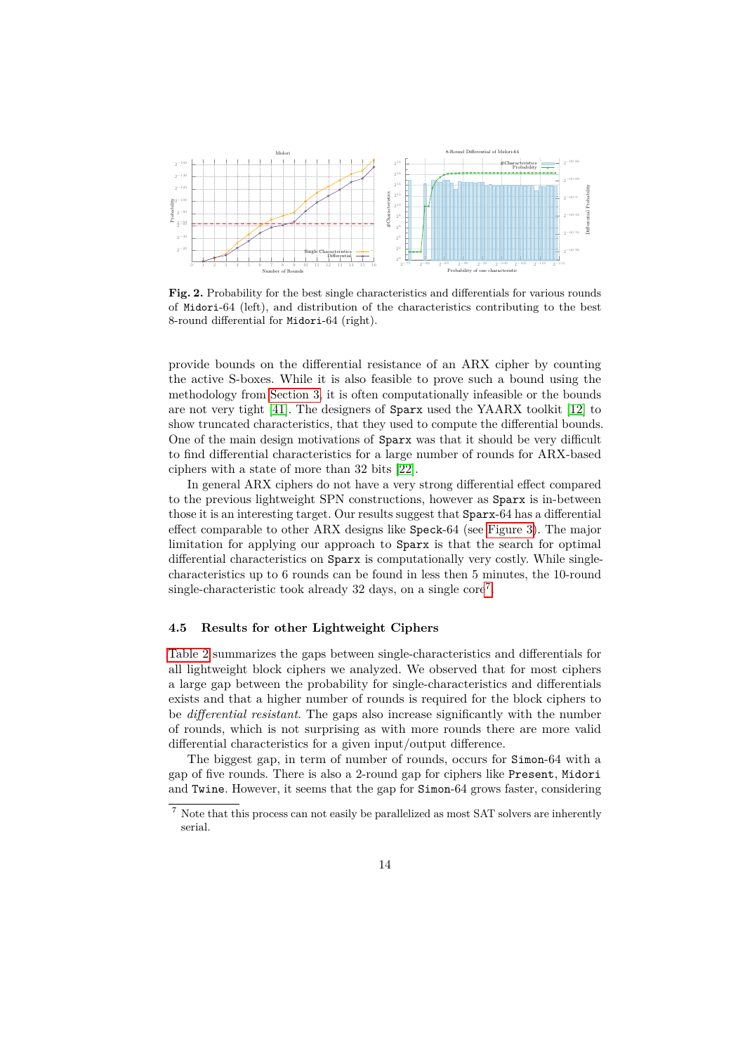**Fig. 2.** Probability for the best single characteristics and differentials for various rounds of Midori-64 (left), and distribution of the characteristics contributing to the best 8-round differential for Midori-64 (right).

provide bounds on the differential resistance of an ARX cipher by counting the active S-boxes. While it is also feasible to prove such a bound using the methodology from Section 3, it is often computationally infeasible or the bounds are not very tight [41]. The designers of Sparx used the YAARX toolkit [12] to show truncated characteristics, that they used to compute the differential bounds. One of the main design motivations of Sparx was that it should be very difficult to find differential characteristics for a large number of rounds for ARX-based ciphers with a state of more than 32 bits [22].

In general ARX ciphers do not have a very strong differential effect compared to the previous lightweight SPN constructions, however as Sparx is in-between those it is an interesting target. Our results suggest that Sparx-64 has a differential effect comparable to other ARX designs like Speck-64 (see Figure 3). The major limitation for applying our approach to Sparx is that the search for optimal differential characteristics on Sparx is computationally very costly. While single-characteristics up to 6 rounds can be found in less then 5 minutes, the 10-round single-characteristic took already 32 days, on a single core[7].

### 4.5 Results for other Lightweight Ciphers

Table 2 summarizes the gaps between single-characteristics and differentials for all lightweight block ciphers we analyzed. We observed that for most ciphers a large gap between the probability for single-characteristics and differentials exists and that a higher number of rounds is required for the block ciphers to be *differential resistant*. The gaps also increase significantly with the number of rounds, which is not surprising as with more rounds there are more valid differential characteristics for a given input/output difference.

The biggest gap, in term of number of rounds, occurs for Simon-64 with a gap of five rounds. There is also a 2-round gap for ciphers like Present, Midori and Twine. However, it seems that the gap for Simon-64 grows faster, considering

[7] Note that this process can not easily be parallelized as most SAT solvers are inherently serial.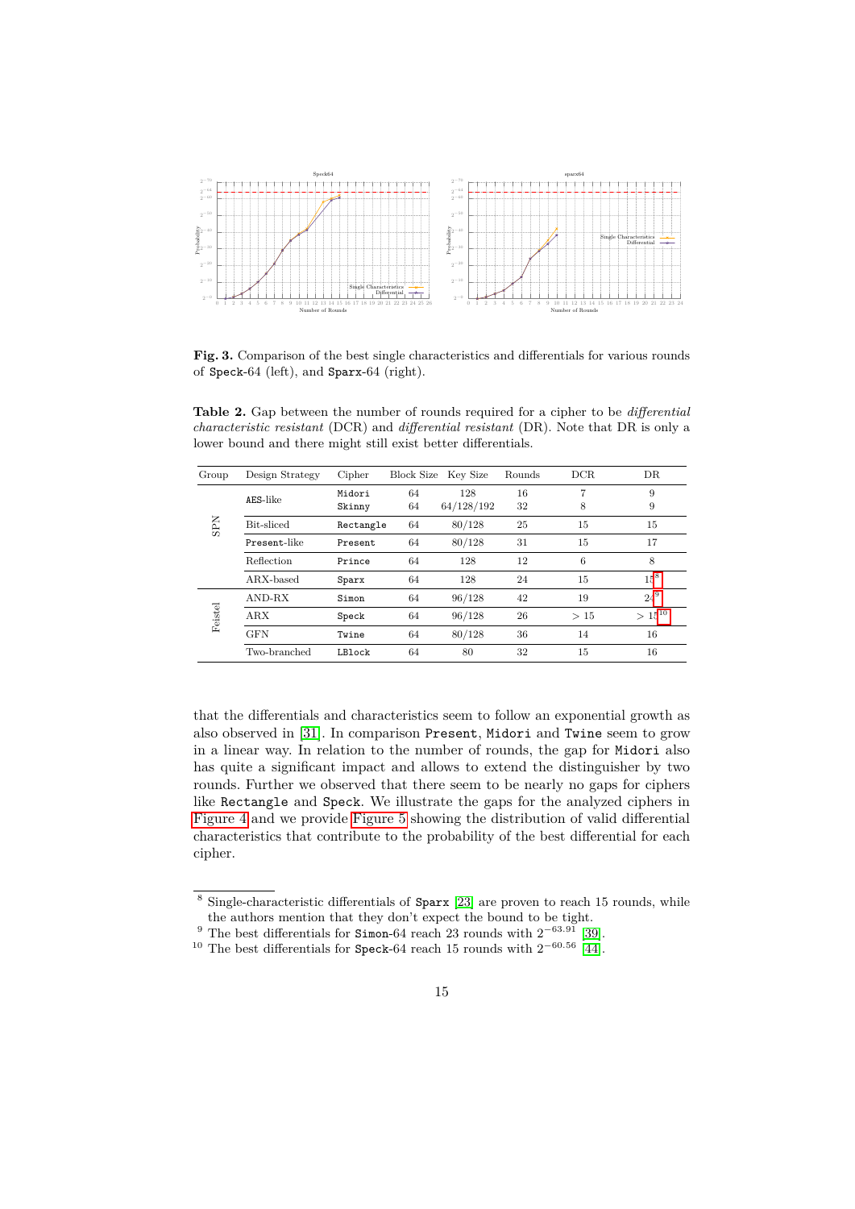**Fig. 3.** Comparison of the best single characteristics and differentials for various rounds of Speck-64 (left), and Sparx-64 (right).

**Table 2.** Gap between the number of rounds required for a cipher to be *differential characteristic resistant* (DCR) and *differential resistant* (DR). Note that DR is only a lower bound and there might still exist better differentials.

| Group | Design Strategy | Cipher | Block Size | Key Size | Rounds | DCR | DR |
|---|---|---|---|---|---|---|---|
| SPN | AES-like | Midori | 64 | 128 | 16 | 7 | 9 |
| | | Skinny | 64 | 64/128/192 | 32 | 8 | 9 |
| | Bit-sliced | Rectangle | 64 | 80/128 | 25 | 15 | 15 |
| | Present-like | Present | 64 | 80/128 | 31 | 15 | 17 |
| | Reflection | Prince | 64 | 128 | 12 | 6 | 8 |
| | ARX-based | Sparx | 64 | 128 | 24 | 15 | 15[8] |
| Feistel | AND-RX | Simon | 64 | 96/128 | 42 | 19 | 24[9] |
| | ARX | Speck | 64 | 96/128 | 26 | > 15 | > 15[10] |
| | GFN | Twine | 64 | 80/128 | 36 | 14 | 16 |
| | Two-branched | LBlock | 64 | 80 | 32 | 15 | 16 |

that the differentials and characteristics seem to follow an exponential growth as also observed in [31]. In comparison Present, Midori and Twine seem to grow in a linear way. In relation to the number of rounds, the gap for Midori also has quite a significant impact and allows to extend the distinguisher by two rounds. Further we observed that there seem to be nearly no gaps for ciphers like Rectangle and Speck. We illustrate the gaps for the analyzed ciphers in Figure 4 and we provide Figure 5 showing the distribution of valid differential characteristics that contribute to the probability of the best differential for each cipher.

[8] Single-characteristic differentials of Sparx [23] are proven to reach 15 rounds, while the authors mention that they don't expect the bound to be tight.

[9] The best differentials for Simon-64 reach 23 rounds with $2^{-63.91}$ [39].

[10] The best differentials for Speck-64 reach 15 rounds with $2^{-60.56}$ [44].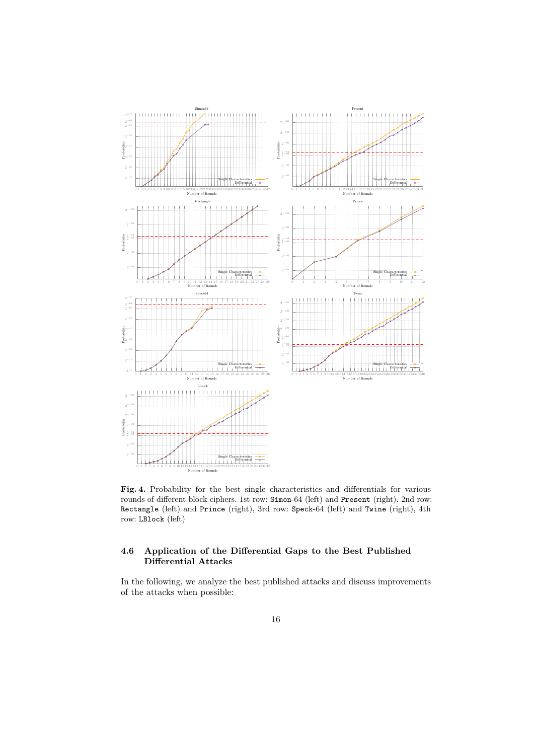**Fig. 4.** Probability for the best single characteristics and differentials for various rounds of different block ciphers. 1st row: `Simon`-64 (left) and `Present` (right), 2nd row: `Rectangle` (left) and `Prince` (right), 3rd row: `Speck`-64 (left) and `Twine` (right), 4th row: `LBlock` (left)

### 4.6 Application of the Differential Gaps to the Best Published Differential Attacks

In the following, we analyze the best published attacks and discuss improvements of the attacks when possible: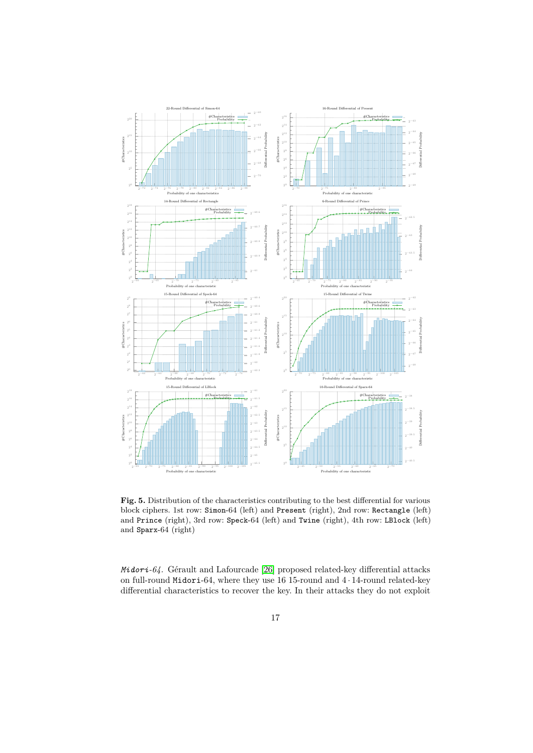**Fig. 5.** Distribution of the characteristics contributing to the best differential for various block ciphers. 1st row: Simon-64 (left) and Present (right), 2nd row: Rectangle (left) and Prince (right), 3rd row: Speck-64 (left) and Twine (right), 4th row: LBlock (left) and Sparx-64 (right)

*Midori-64*. Gérault and Lafourcade [26] proposed related-key differential attacks on full-round Midori-64, where they use 16 15-round and $4 \cdot 14$-round related-key differential characteristics to recover the key. In their attacks they do not exploit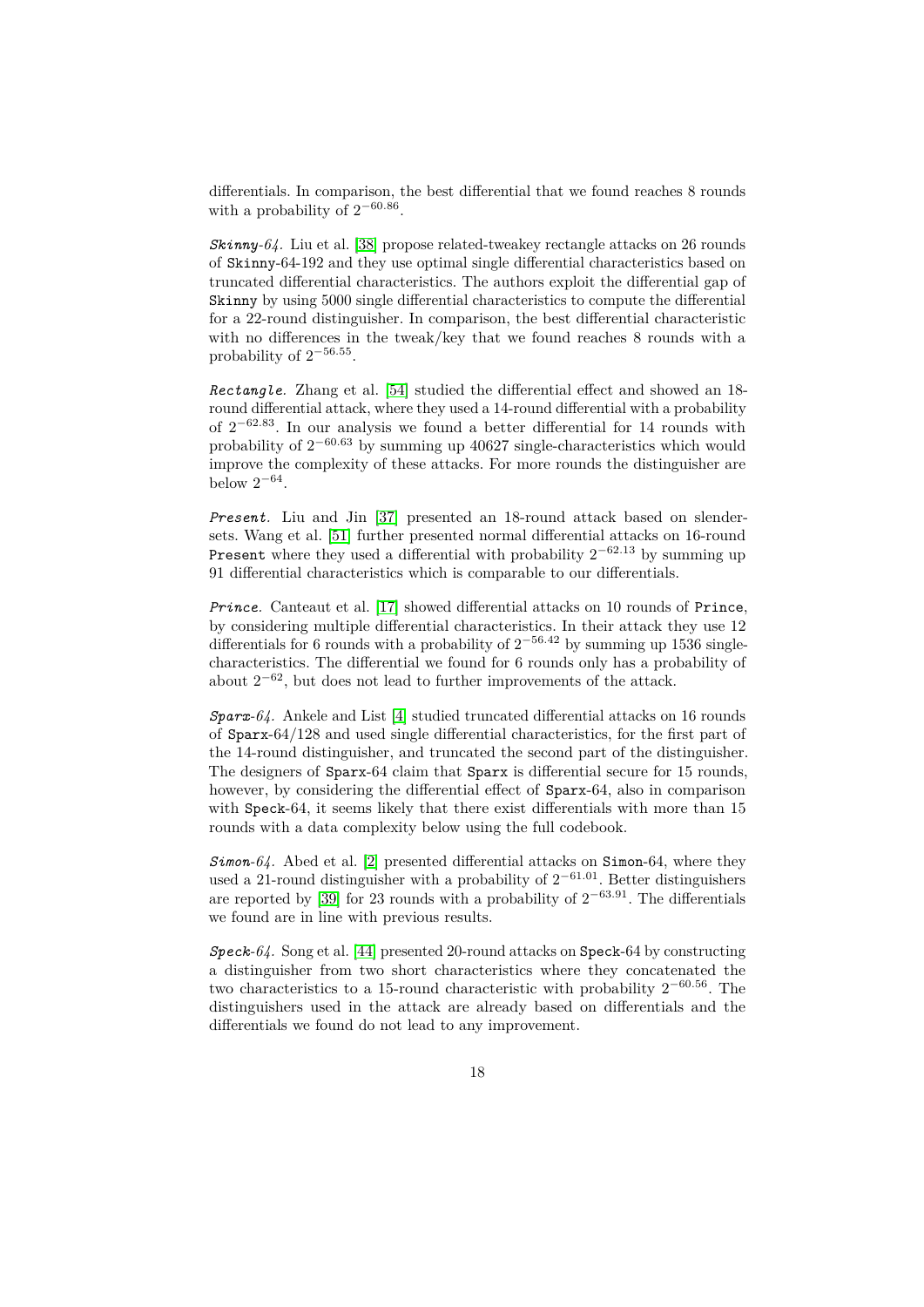differentials. In comparison, the best differential that we found reaches 8 rounds with a probability of $2^{-60.86}$.

*Skinny-64.* Liu et al. [38] propose related-tweakey rectangle attacks on 26 rounds of Skinny-64-192 and they use optimal single differential characteristics based on truncated differential characteristics. The authors exploit the differential gap of Skinny by using 5000 single differential characteristics to compute the differential for a 22-round distinguisher. In comparison, the best differential characteristic with no differences in the tweak/key that we found reaches 8 rounds with a probability of $2^{-56.55}$.

*Rectangle.* Zhang et al. [54] studied the differential effect and showed an 18-round differential attack, where they used a 14-round differential with a probability of $2^{-62.83}$. In our analysis we found a better differential for 14 rounds with probability of $2^{-60.63}$ by summing up 40627 single-characteristics which would improve the complexity of these attacks. For more rounds the distinguisher are below $2^{-64}$.

*Present.* Liu and Jin [37] presented an 18-round attack based on slender-sets. Wang et al. [51] further presented normal differential attacks on 16-round Present where they used a differential with probability $2^{-62.13}$ by summing up 91 differential characteristics which is comparable to our differentials.

*Prince.* Canteaut et al. [17] showed differential attacks on 10 rounds of Prince, by considering multiple differential characteristics. In their attack they use 12 differentials for 6 rounds with a probability of $2^{-56.42}$ by summing up 1536 single-characteristics. The differential we found for 6 rounds only has a probability of about $2^{-62}$, but does not lead to further improvements of the attack.

*Sparx-64.* Ankele and List [4] studied truncated differential attacks on 16 rounds of Sparx-64/128 and used single differential characteristics, for the first part of the 14-round distinguisher, and truncated the second part of the distinguisher. The designers of Sparx-64 claim that Sparx is differential secure for 15 rounds, however, by considering the differential effect of Sparx-64, also in comparison with Speck-64, it seems likely that there exist differentials with more than 15 rounds with a data complexity below using the full codebook.

*Simon-64.* Abed et al. [2] presented differential attacks on Simon-64, where they used a 21-round distinguisher with a probability of $2^{-61.01}$. Better distinguishers are reported by [39] for 23 rounds with a probability of $2^{-63.91}$. The differentials we found are in line with previous results.

*Speck-64.* Song et al. [44] presented 20-round attacks on Speck-64 by constructing a distinguisher from two short characteristics where they concatenated the two characteristics to a 15-round characteristic with probability $2^{-60.56}$. The distinguishers used in the attack are already based on differentials and the differentials we found do not lead to any improvement.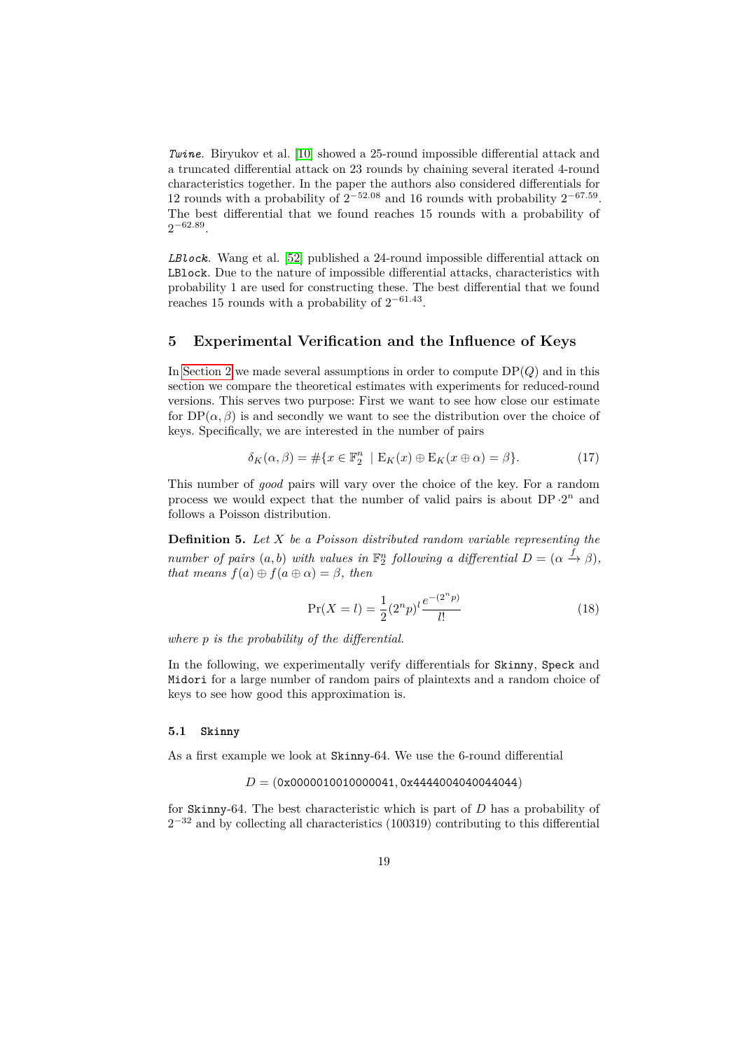*Twine.* Biryukov et al. [10] showed a 25-round impossible differential attack and a truncated differential attack on 23 rounds by chaining several iterated 4-round characteristics together. In the paper the authors also considered differentials for 12 rounds with a probability of $2^{-52.08}$ and 16 rounds with probability $2^{-67.59}$. The best differential that we found reaches 15 rounds with a probability of $2^{-62.89}$.

*LBlock.* Wang et al. [52] published a 24-round impossible differential attack on LBlock. Due to the nature of impossible differential attacks, characteristics with probability 1 are used for constructing these. The best differential that we found reaches 15 rounds with a probability of $2^{-61.43}$.

## 5 Experimental Verification and the Influence of Keys

In Section 2 we made several assumptions in order to compute $\mathrm{DP}(Q)$ and in this section we compare the theoretical estimates with experiments for reduced-round versions. This serves two purpose: First we want to see how close our estimate for $\mathrm{DP}(\alpha, \beta)$ is and secondly we want to see the distribution over the choice of keys. Specifically, we are interested in the number of pairs

$$\delta_K(\alpha, \beta) = \#\{x \in \mathbb{F}_2^n \mid \mathrm{E}_K(x) \oplus \mathrm{E}_K(x \oplus \alpha) = \beta\}. \tag{17}$$

This number of *good* pairs will vary over the choice of the key. For a random process we would expect that the number of valid pairs is about $\mathrm{DP} \cdot 2^n$ and follows a Poisson distribution.

**Definition 5.** *Let $X$ be a Poisson distributed random variable representing the number of pairs $(a, b)$ with values in $\mathbb{F}_2^n$ following a differential $D = (\alpha \xrightarrow{f} \beta)$, that means $f(a) \oplus f(a \oplus \alpha) = \beta$, then*

$$\Pr(X = l) = \frac{1}{2}(2^n p)^l \frac{e^{-(2^n p)}}{l!} \tag{18}$$

*where $p$ is the probability of the differential.*

In the following, we experimentally verify differentials for Skinny, Speck and Midori for a large number of random pairs of plaintexts and a random choice of keys to see how good this approximation is.

### 5.1 Skinny

As a first example we look at Skinny-64. We use the 6-round differential

$$D = (\mathtt{0x0000010010000041}, \mathtt{0x4444004040044044})$$

for Skinny-64. The best characteristic which is part of $D$ has a probability of $2^{-32}$ and by collecting all characteristics (100319) contributing to this differential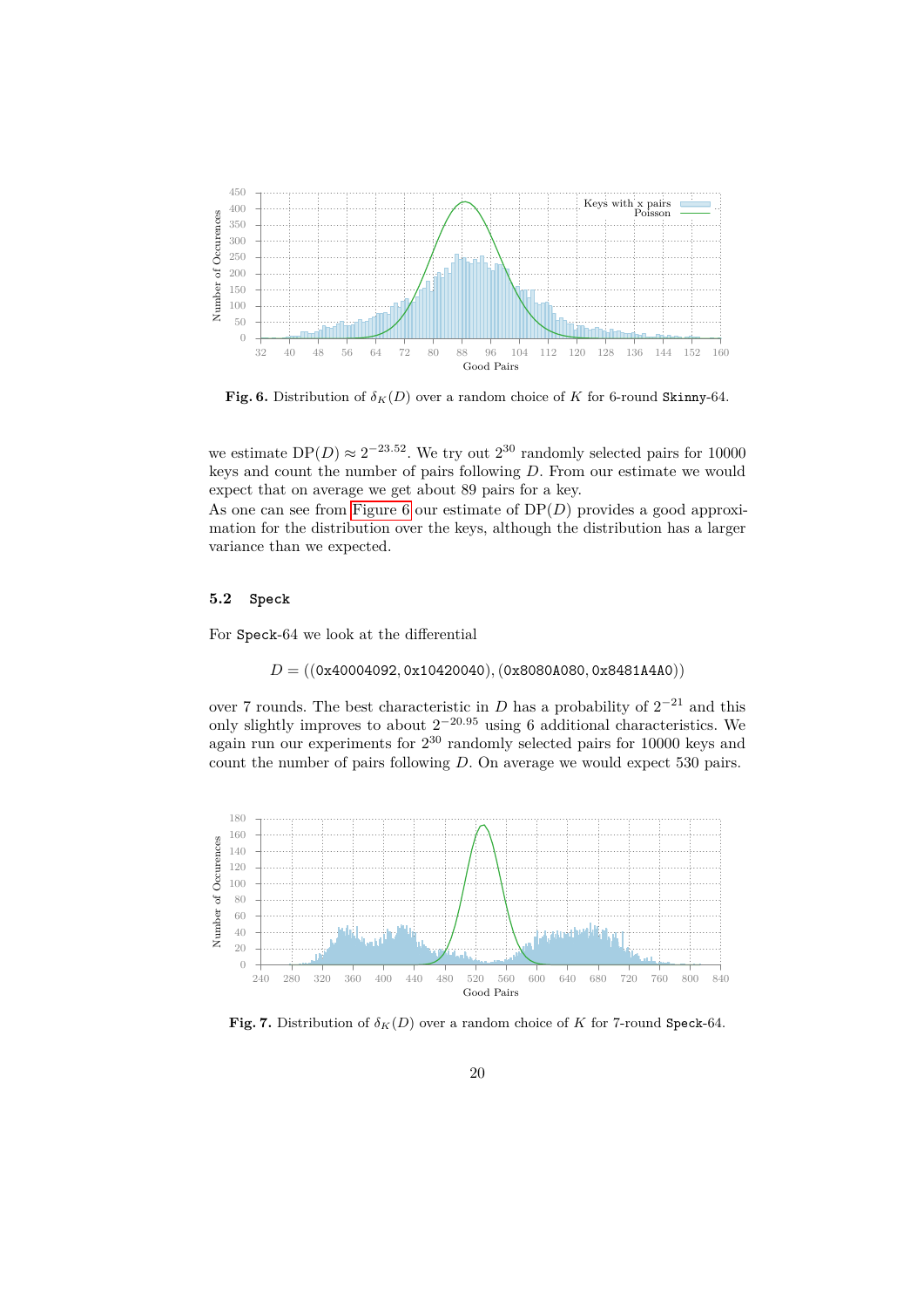Fig. 6. Distribution of $\delta_K(D)$ over a random choice of $K$ for 6-round Skinny-64.

we estimate $\mathrm{DP}(D) \approx 2^{-23.52}$. We try out $2^{30}$ randomly selected pairs for 10000 keys and count the number of pairs following $D$. From our estimate we would expect that on average we get about 89 pairs for a key.

As one can see from Figure 6 our estimate of $\mathrm{DP}(D)$ provides a good approximation for the distribution over the keys, although the distribution has a larger variance than we expected.

### 5.2 Speck

For Speck-64 we look at the differential

$$D = ((\texttt{0x40004092}, \texttt{0x10420040}), (\texttt{0x8080A080}, \texttt{0x8481A4A0}))$$

over 7 rounds. The best characteristic in $D$ has a probability of $2^{-21}$ and this only slightly improves to about $2^{-20.95}$ using 6 additional characteristics. We again run our experiments for $2^{30}$ randomly selected pairs for 10000 keys and count the number of pairs following $D$. On average we would expect 530 pairs.

Fig. 7. Distribution of $\delta_K(D)$ over a random choice of $K$ for 7-round Speck-64.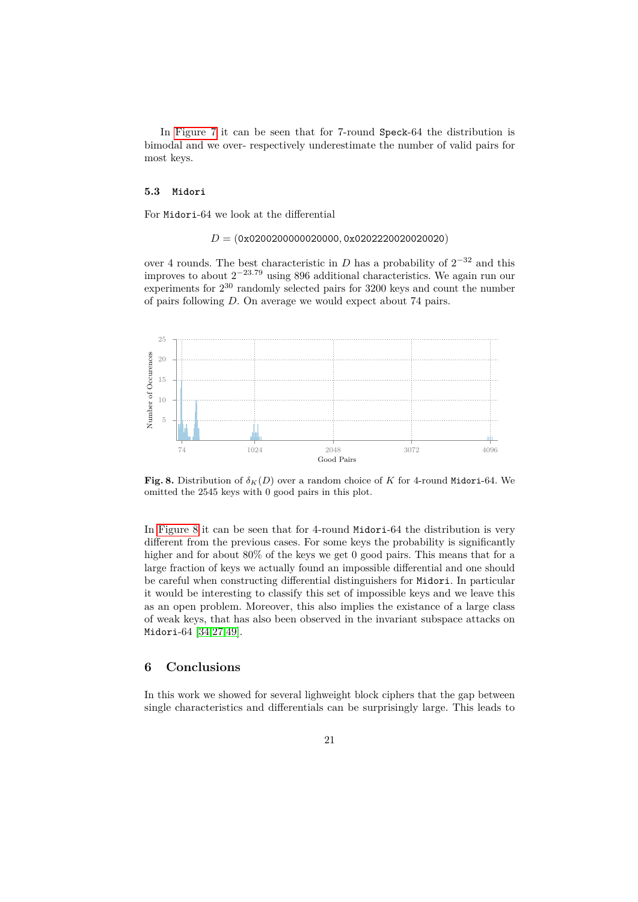In Figure 7 it can be seen that for 7-round `Speck`-64 the distribution is bimodal and we over- respectively underestimate the number of valid pairs for most keys.

### 5.3 `Midori`

For `Midori`-64 we look at the differential

$$D = (\texttt{0x0200200000020000}, \texttt{0x0202220020020020})$$

over 4 rounds. The best characteristic in $D$ has a probability of $2^{-32}$ and this improves to about $2^{-23.79}$ using 896 additional characteristics. We again run our experiments for $2^{30}$ randomly selected pairs for 3200 keys and count the number of pairs following $D$. On average we would expect about 74 pairs.

**Fig. 8.** Distribution of $\delta_K(D)$ over a random choice of $K$ for 4-round `Midori`-64. We omitted the 2545 keys with 0 good pairs in this plot.

In Figure 8 it can be seen that for 4-round `Midori`-64 the distribution is very different from the previous cases. For some keys the probability is significantly higher and for about 80% of the keys we get 0 good pairs. This means that for a large fraction of keys we actually found an impossible differential and one should be careful when constructing differential distinguishers for `Midori`. In particular it would be interesting to classify this set of impossible keys and we leave this as an open problem. Moreover, this also implies the existance of a large class of weak keys, that has also been observed in the invariant subspace attacks on `Midori`-64 [34,27,49].

## 6 Conclusions

In this work we showed for several lighweight block ciphers that the gap between single characteristics and differentials can be surprisingly large. This leads to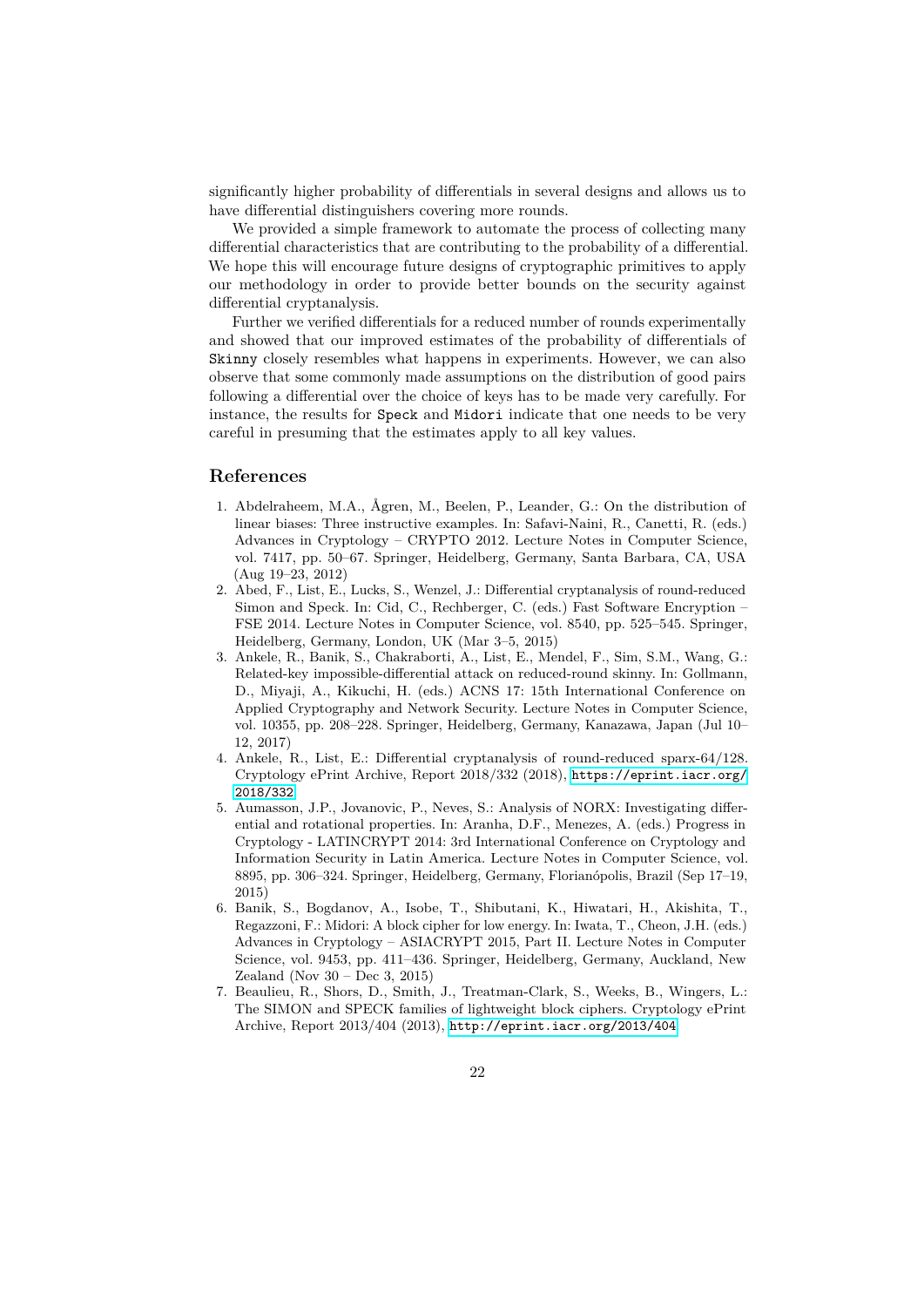significantly higher probability of differentials in several designs and allows us to have differential distinguishers covering more rounds.

We provided a simple framework to automate the process of collecting many differential characteristics that are contributing to the probability of a differential. We hope this will encourage future designs of cryptographic primitives to apply our methodology in order to provide better bounds on the security against differential cryptanalysis.

Further we verified differentials for a reduced number of rounds experimentally and showed that our improved estimates of the probability of differentials of `Skinny` closely resembles what happens in experiments. However, we can also observe that some commonly made assumptions on the distribution of good pairs following a differential over the choice of keys has to be made very carefully. For instance, the results for `Speck` and `Midori` indicate that one needs to be very careful in presuming that the estimates apply to all key values.

## References

1. Abdelraheem, M.A., Ågren, M., Beelen, P., Leander, G.: On the distribution of linear biases: Three instructive examples. In: Safavi-Naini, R., Canetti, R. (eds.) Advances in Cryptology – CRYPTO 2012. Lecture Notes in Computer Science, vol. 7417, pp. 50–67. Springer, Heidelberg, Germany, Santa Barbara, CA, USA (Aug 19–23, 2012)
2. Abed, F., List, E., Lucks, S., Wenzel, J.: Differential cryptanalysis of round-reduced Simon and Speck. In: Cid, C., Rechberger, C. (eds.) Fast Software Encryption – FSE 2014. Lecture Notes in Computer Science, vol. 8540, pp. 525–545. Springer, Heidelberg, Germany, London, UK (Mar 3–5, 2015)
3. Ankele, R., Banik, S., Chakraborti, A., List, E., Mendel, F., Sim, S.M., Wang, G.: Related-key impossible-differential attack on reduced-round skinny. In: Gollmann, D., Miyaji, A., Kikuchi, H. (eds.) ACNS 17: 15th International Conference on Applied Cryptography and Network Security. Lecture Notes in Computer Science, vol. 10355, pp. 208–228. Springer, Heidelberg, Germany, Kanazawa, Japan (Jul 10–12, 2017)
4. Ankele, R., List, E.: Differential cryptanalysis of round-reduced sparx-64/128. Cryptology ePrint Archive, Report 2018/332 (2018), https://eprint.iacr.org/2018/332
5. Aumasson, J.P., Jovanovic, P., Neves, S.: Analysis of NORX: Investigating differential and rotational properties. In: Aranha, D.F., Menezes, A. (eds.) Progress in Cryptology - LATINCRYPT 2014: 3rd International Conference on Cryptology and Information Security in Latin America. Lecture Notes in Computer Science, vol. 8895, pp. 306–324. Springer, Heidelberg, Germany, Florianópolis, Brazil (Sep 17–19, 2015)
6. Banik, S., Bogdanov, A., Isobe, T., Shibutani, K., Hiwatari, H., Akishita, T., Regazzoni, F.: Midori: A block cipher for low energy. In: Iwata, T., Cheon, J.H. (eds.) Advances in Cryptology – ASIACRYPT 2015, Part II. Lecture Notes in Computer Science, vol. 9453, pp. 411–436. Springer, Heidelberg, Germany, Auckland, New Zealand (Nov 30 – Dec 3, 2015)
7. Beaulieu, R., Shors, D., Smith, J., Treatman-Clark, S., Weeks, B., Wingers, L.: The SIMON and SPECK families of lightweight block ciphers. Cryptology ePrint Archive, Report 2013/404 (2013), http://eprint.iacr.org/2013/404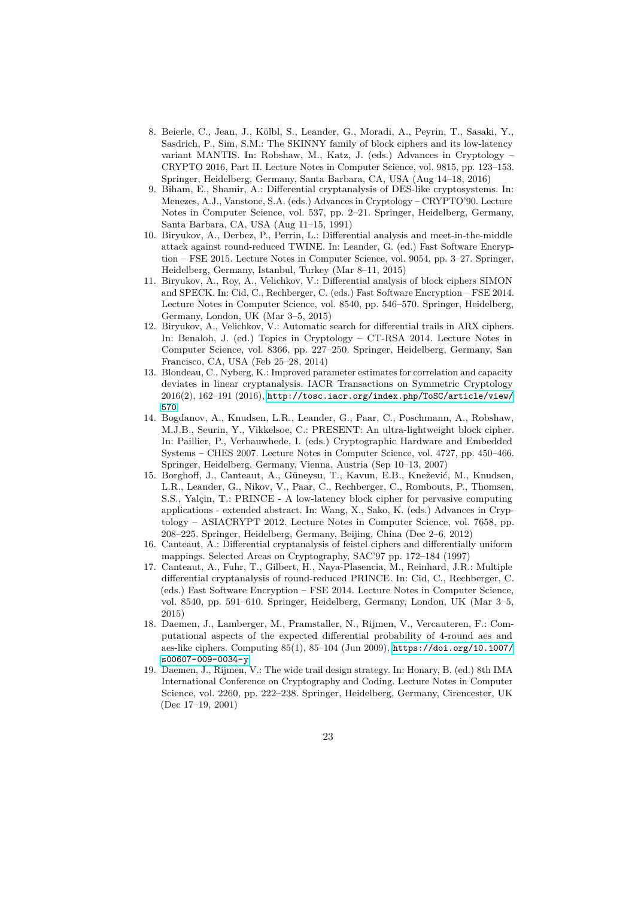8. Beierle, C., Jean, J., Kölbl, S., Leander, G., Moradi, A., Peyrin, T., Sasaki, Y., Sasdrich, P., Sim, S.M.: The SKINNY family of block ciphers and its low-latency variant MANTIS. In: Robshaw, M., Katz, J. (eds.) Advances in Cryptology – CRYPTO 2016, Part II. Lecture Notes in Computer Science, vol. 9815, pp. 123–153. Springer, Heidelberg, Germany, Santa Barbara, CA, USA (Aug 14–18, 2016)
9. Biham, E., Shamir, A.: Differential cryptanalysis of DES-like cryptosystems. In: Menezes, A.J., Vanstone, S.A. (eds.) Advances in Cryptology – CRYPTO'90. Lecture Notes in Computer Science, vol. 537, pp. 2–21. Springer, Heidelberg, Germany, Santa Barbara, CA, USA (Aug 11–15, 1991)
10. Biryukov, A., Derbez, P., Perrin, L.: Differential analysis and meet-in-the-middle attack against round-reduced TWINE. In: Leander, G. (ed.) Fast Software Encryption – FSE 2015. Lecture Notes in Computer Science, vol. 9054, pp. 3–27. Springer, Heidelberg, Germany, Istanbul, Turkey (Mar 8–11, 2015)
11. Biryukov, A., Roy, A., Velichkov, V.: Differential analysis of block ciphers SIMON and SPECK. In: Cid, C., Rechberger, C. (eds.) Fast Software Encryption – FSE 2014. Lecture Notes in Computer Science, vol. 8540, pp. 546–570. Springer, Heidelberg, Germany, London, UK (Mar 3–5, 2015)
12. Biryukov, A., Velichkov, V.: Automatic search for differential trails in ARX ciphers. In: Benaloh, J. (ed.) Topics in Cryptology – CT-RSA 2014. Lecture Notes in Computer Science, vol. 8366, pp. 227–250. Springer, Heidelberg, Germany, San Francisco, CA, USA (Feb 25–28, 2014)
13. Blondeau, C., Nyberg, K.: Improved parameter estimates for correlation and capacity deviates in linear cryptanalysis. IACR Transactions on Symmetric Cryptology 2016(2), 162–191 (2016), http://tosc.iacr.org/index.php/ToSC/article/view/570
14. Bogdanov, A., Knudsen, L.R., Leander, G., Paar, C., Poschmann, A., Robshaw, M.J.B., Seurin, Y., Vikkelsoe, C.: PRESENT: An ultra-lightweight block cipher. In: Paillier, P., Verbauwhede, I. (eds.) Cryptographic Hardware and Embedded Systems – CHES 2007. Lecture Notes in Computer Science, vol. 4727, pp. 450–466. Springer, Heidelberg, Germany, Vienna, Austria (Sep 10–13, 2007)
15. Borghoff, J., Canteaut, A., Güneysu, T., Kavun, E.B., Knežević, M., Knudsen, L.R., Leander, G., Nikov, V., Paar, C., Rechberger, C., Rombouts, P., Thomsen, S.S., Yalçin, T.: PRINCE - A low-latency block cipher for pervasive computing applications - extended abstract. In: Wang, X., Sako, K. (eds.) Advances in Cryptology – ASIACRYPT 2012. Lecture Notes in Computer Science, vol. 7658, pp. 208–225. Springer, Heidelberg, Germany, Beijing, China (Dec 2–6, 2012)
16. Canteaut, A.: Differential cryptanalysis of feistel ciphers and differentially uniform mappings. Selected Areas on Cryptography, SAC'97 pp. 172–184 (1997)
17. Canteaut, A., Fuhr, T., Gilbert, H., Naya-Plasencia, M., Reinhard, J.R.: Multiple differential cryptanalysis of round-reduced PRINCE. In: Cid, C., Rechberger, C. (eds.) Fast Software Encryption – FSE 2014. Lecture Notes in Computer Science, vol. 8540, pp. 591–610. Springer, Heidelberg, Germany, London, UK (Mar 3–5, 2015)
18. Daemen, J., Lamberger, M., Pramstaller, N., Rijmen, V., Vercauteren, F.: Computational aspects of the expected differential probability of 4-round aes and aes-like ciphers. Computing 85(1), 85–104 (Jun 2009), https://doi.org/10.1007/s00607-009-0034-y
19. Daemen, J., Rijmen, V.: The wide trail design strategy. In: Honary, B. (ed.) 8th IMA International Conference on Cryptography and Coding. Lecture Notes in Computer Science, vol. 2260, pp. 222–238. Springer, Heidelberg, Germany, Cirencester, UK (Dec 17–19, 2001)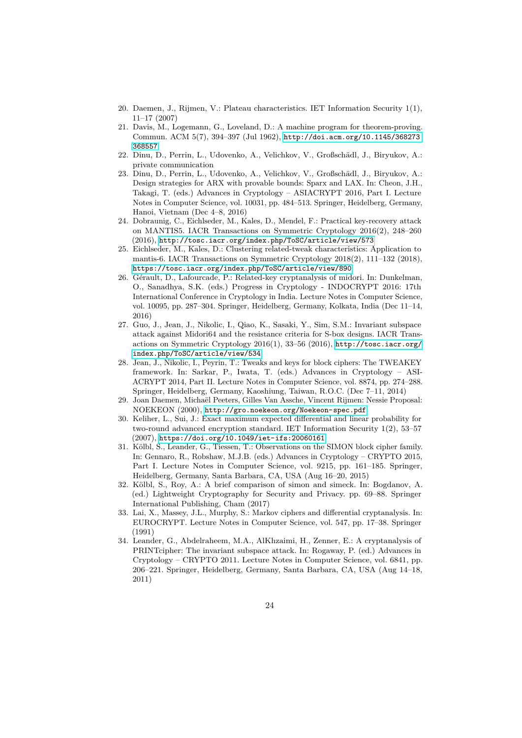20. Daemen, J., Rijmen, V.: Plateau characteristics. IET Information Security 1(1), 11–17 (2007)
21. Davis, M., Logemann, G., Loveland, D.: A machine program for theorem-proving. Commun. ACM 5(7), 394–397 (Jul 1962), http://doi.acm.org/10.1145/368273.368557
22. Dinu, D., Perrin, L., Udovenko, A., Velichkov, V., Großschädl, J., Biryukov, A.: private communication
23. Dinu, D., Perrin, L., Udovenko, A., Velichkov, V., Großschädl, J., Biryukov, A.: Design strategies for ARX with provable bounds: Sparx and LAX. In: Cheon, J.H., Takagi, T. (eds.) Advances in Cryptology – ASIACRYPT 2016, Part I. Lecture Notes in Computer Science, vol. 10031, pp. 484–513. Springer, Heidelberg, Germany, Hanoi, Vietnam (Dec 4–8, 2016)
24. Dobraunig, C., Eichlseder, M., Kales, D., Mendel, F.: Practical key-recovery attack on MANTIS5. IACR Transactions on Symmetric Cryptology 2016(2), 248–260 (2016), http://tosc.iacr.org/index.php/ToSC/article/view/573
25. Eichlseder, M., Kales, D.: Clustering related-tweak characteristics: Application to mantis-6. IACR Transactions on Symmetric Cryptology 2018(2), 111–132 (2018), https://tosc.iacr.org/index.php/ToSC/article/view/890
26. Gérault, D., Lafourcade, P.: Related-key cryptanalysis of midori. In: Dunkelman, O., Sanadhya, S.K. (eds.) Progress in Cryptology - INDOCRYPT 2016: 17th International Conference in Cryptology in India. Lecture Notes in Computer Science, vol. 10095, pp. 287–304. Springer, Heidelberg, Germany, Kolkata, India (Dec 11–14, 2016)
27. Guo, J., Jean, J., Nikolic, I., Qiao, K., Sasaki, Y., Sim, S.M.: Invariant subspace attack against Midori64 and the resistance criteria for S-box designs. IACR Transactions on Symmetric Cryptology 2016(1), 33–56 (2016), http://tosc.iacr.org/index.php/ToSC/article/view/534
28. Jean, J., Nikolic, I., Peyrin, T.: Tweaks and keys for block ciphers: The TWEAKEY framework. In: Sarkar, P., Iwata, T. (eds.) Advances in Cryptology – ASIACRYPT 2014, Part II. Lecture Notes in Computer Science, vol. 8874, pp. 274–288. Springer, Heidelberg, Germany, Kaoshiung, Taiwan, R.O.C. (Dec 7–11, 2014)
29. Joan Daemen, Michaël Peeters, Gilles Van Assche, Vincent Rijmen: Nessie Proposal: NOEKEON (2000), http://gro.noekeon.org/Noekeon-spec.pdf
30. Keliher, L., Sui, J.: Exact maximum expected differential and linear probability for two-round advanced encryption standard. IET Information Security 1(2), 53–57 (2007), https://doi.org/10.1049/iet-ifs:20060161
31. Kölbl, S., Leander, G., Tiessen, T.: Observations on the SIMON block cipher family. In: Gennaro, R., Robshaw, M.J.B. (eds.) Advances in Cryptology – CRYPTO 2015, Part I. Lecture Notes in Computer Science, vol. 9215, pp. 161–185. Springer, Heidelberg, Germany, Santa Barbara, CA, USA (Aug 16–20, 2015)
32. Kölbl, S., Roy, A.: A brief comparison of simon and simeck. In: Bogdanov, A. (ed.) Lightweight Cryptography for Security and Privacy. pp. 69–88. Springer International Publishing, Cham (2017)
33. Lai, X., Massey, J.L., Murphy, S.: Markov ciphers and differential cryptanalysis. In: EUROCRYPT. Lecture Notes in Computer Science, vol. 547, pp. 17–38. Springer (1991)
34. Leander, G., Abdelraheem, M.A., AlKhzaimi, H., Zenner, E.: A cryptanalysis of PRINTcipher: The invariant subspace attack. In: Rogaway, P. (ed.) Advances in Cryptology – CRYPTO 2011. Lecture Notes in Computer Science, vol. 6841, pp. 206–221. Springer, Heidelberg, Germany, Santa Barbara, CA, USA (Aug 14–18, 2011)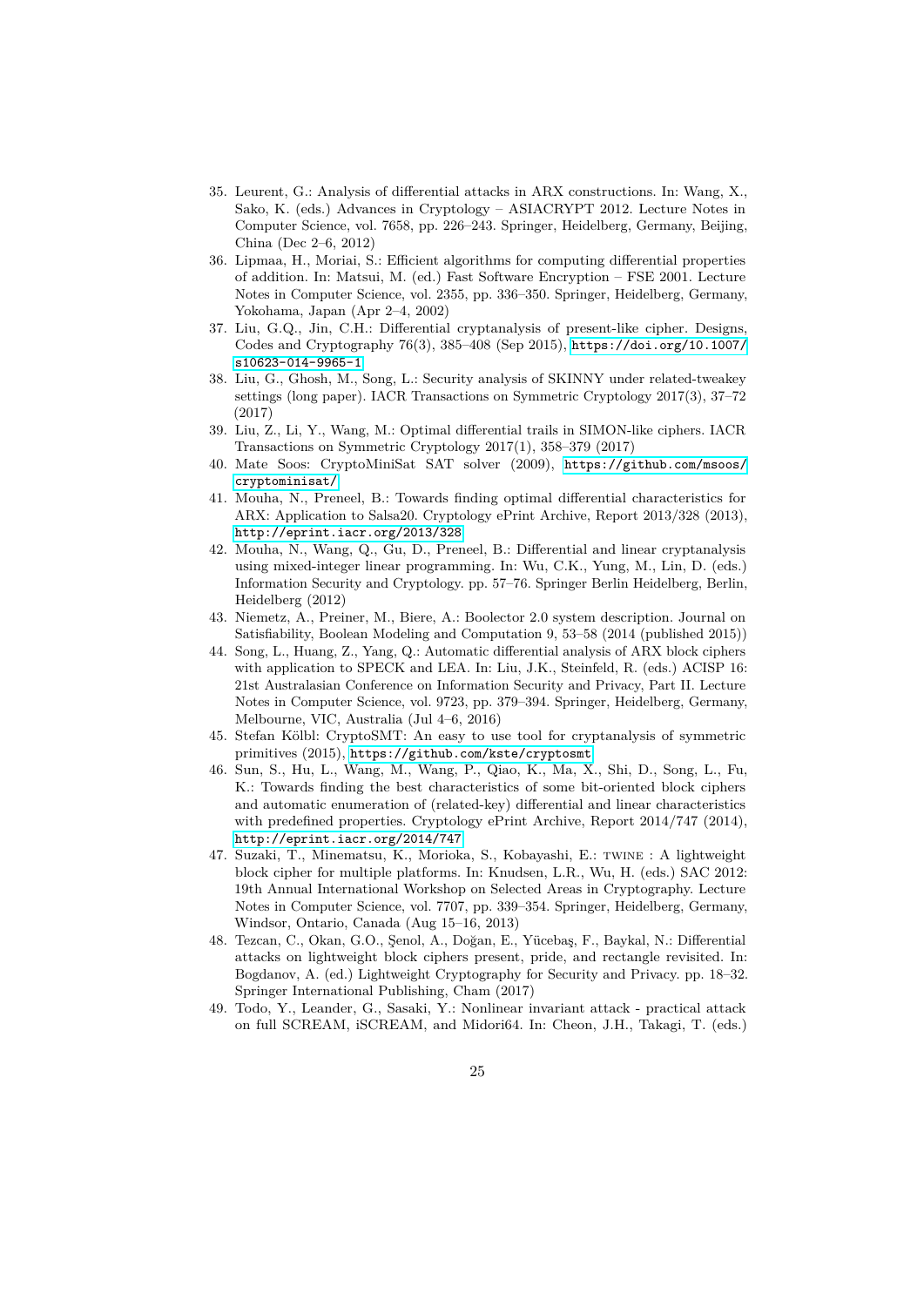35. Leurent, G.: Analysis of differential attacks in ARX constructions. In: Wang, X., Sako, K. (eds.) Advances in Cryptology – ASIACRYPT 2012. Lecture Notes in Computer Science, vol. 7658, pp. 226–243. Springer, Heidelberg, Germany, Beijing, China (Dec 2–6, 2012)
36. Lipmaa, H., Moriai, S.: Efficient algorithms for computing differential properties of addition. In: Matsui, M. (ed.) Fast Software Encryption – FSE 2001. Lecture Notes in Computer Science, vol. 2355, pp. 336–350. Springer, Heidelberg, Germany, Yokohama, Japan (Apr 2–4, 2002)
37. Liu, G.Q., Jin, C.H.: Differential cryptanalysis of present-like cipher. Designs, Codes and Cryptography 76(3), 385–408 (Sep 2015), https://doi.org/10.1007/s10623-014-9965-1
38. Liu, G., Ghosh, M., Song, L.: Security analysis of SKINNY under related-tweakey settings (long paper). IACR Transactions on Symmetric Cryptology 2017(3), 37–72 (2017)
39. Liu, Z., Li, Y., Wang, M.: Optimal differential trails in SIMON-like ciphers. IACR Transactions on Symmetric Cryptology 2017(1), 358–379 (2017)
40. Mate Soos: CryptoMiniSat SAT solver (2009), https://github.com/msoos/cryptominisat/
41. Mouha, N., Preneel, B.: Towards finding optimal differential characteristics for ARX: Application to Salsa20. Cryptology ePrint Archive, Report 2013/328 (2013), http://eprint.iacr.org/2013/328
42. Mouha, N., Wang, Q., Gu, D., Preneel, B.: Differential and linear cryptanalysis using mixed-integer linear programming. In: Wu, C.K., Yung, M., Lin, D. (eds.) Information Security and Cryptology. pp. 57–76. Springer Berlin Heidelberg, Berlin, Heidelberg (2012)
43. Niemetz, A., Preiner, M., Biere, A.: Boolector 2.0 system description. Journal on Satisfiability, Boolean Modeling and Computation 9, 53–58 (2014 (published 2015))
44. Song, L., Huang, Z., Yang, Q.: Automatic differential analysis of ARX block ciphers with application to SPECK and LEA. In: Liu, J.K., Steinfeld, R. (eds.) ACISP 16: 21st Australasian Conference on Information Security and Privacy, Part II. Lecture Notes in Computer Science, vol. 9723, pp. 379–394. Springer, Heidelberg, Germany, Melbourne, VIC, Australia (Jul 4–6, 2016)
45. Stefan Kölbl: CryptoSMT: An easy to use tool for cryptanalysis of symmetric primitives (2015), https://github.com/kste/cryptosmt
46. Sun, S., Hu, L., Wang, M., Wang, P., Qiao, K., Ma, X., Shi, D., Song, L., Fu, K.: Towards finding the best characteristics of some bit-oriented block ciphers and automatic enumeration of (related-key) differential and linear characteristics with predefined properties. Cryptology ePrint Archive, Report 2014/747 (2014), http://eprint.iacr.org/2014/747
47. Suzaki, T., Minematsu, K., Morioka, S., Kobayashi, E.: TWINE : A lightweight block cipher for multiple platforms. In: Knudsen, L.R., Wu, H. (eds.) SAC 2012: 19th Annual International Workshop on Selected Areas in Cryptography. Lecture Notes in Computer Science, vol. 7707, pp. 339–354. Springer, Heidelberg, Germany, Windsor, Ontario, Canada (Aug 15–16, 2013)
48. Tezcan, C., Okan, G.O., Şenol, A., Doğan, E., Yücebaş, F., Baykal, N.: Differential attacks on lightweight block ciphers present, pride, and rectangle revisited. In: Bogdanov, A. (ed.) Lightweight Cryptography for Security and Privacy. pp. 18–32. Springer International Publishing, Cham (2017)
49. Todo, Y., Leander, G., Sasaki, Y.: Nonlinear invariant attack - practical attack on full SCREAM, iSCREAM, and Midori64. In: Cheon, J.H., Takagi, T. (eds.)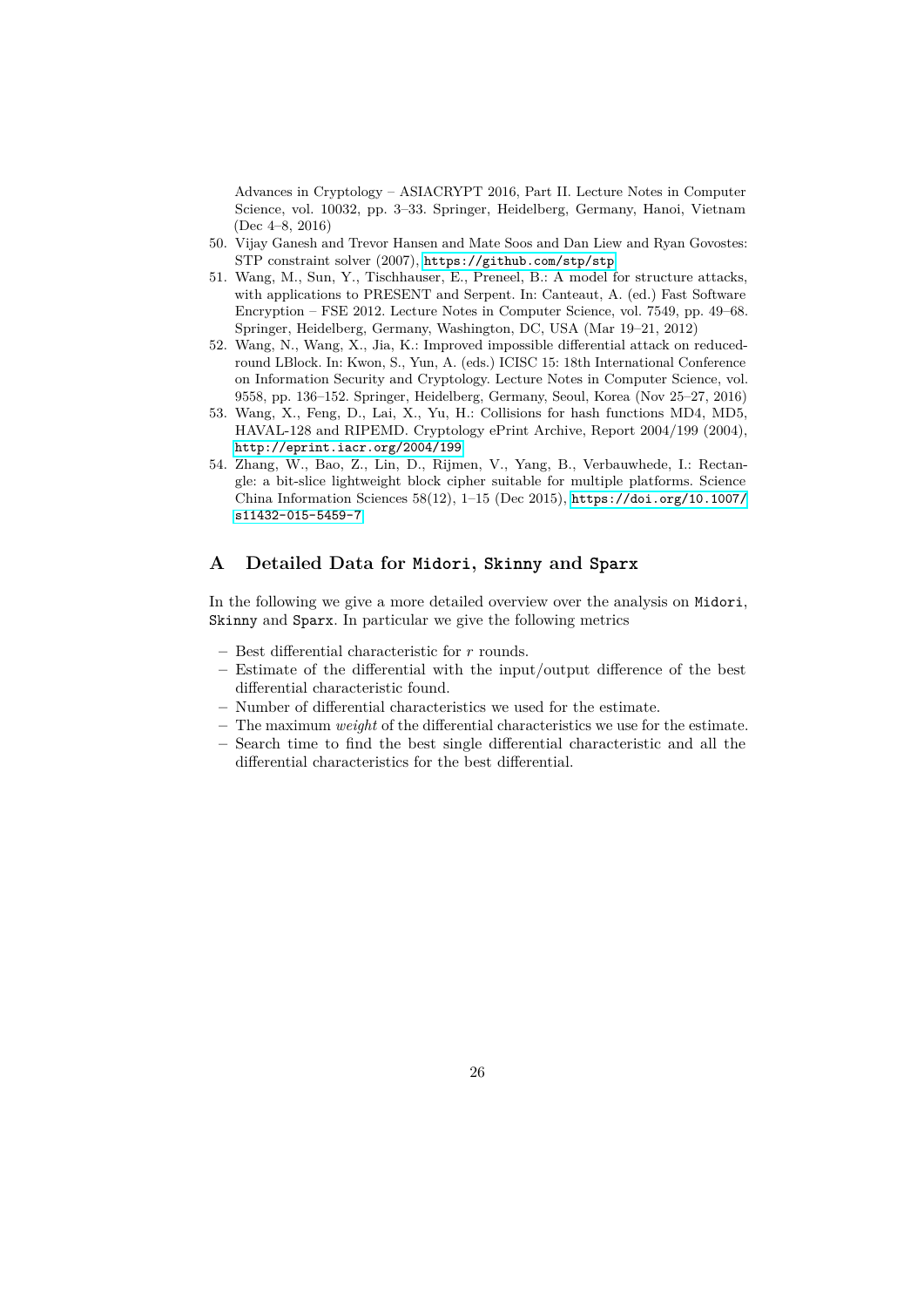Advances in Cryptology – ASIACRYPT 2016, Part II. Lecture Notes in Computer Science, vol. 10032, pp. 3–33. Springer, Heidelberg, Germany, Hanoi, Vietnam (Dec 4–8, 2016)

50. Vijay Ganesh and Trevor Hansen and Mate Soos and Dan Liew and Ryan Govostes: STP constraint solver (2007), https://github.com/stp/stp
51. Wang, M., Sun, Y., Tischhauser, E., Preneel, B.: A model for structure attacks, with applications to PRESENT and Serpent. In: Canteaut, A. (ed.) Fast Software Encryption – FSE 2012. Lecture Notes in Computer Science, vol. 7549, pp. 49–68. Springer, Heidelberg, Germany, Washington, DC, USA (Mar 19–21, 2012)
52. Wang, N., Wang, X., Jia, K.: Improved impossible differential attack on reduced-round LBlock. In: Kwon, S., Yun, A. (eds.) ICISC 15: 18th International Conference on Information Security and Cryptology. Lecture Notes in Computer Science, vol. 9558, pp. 136–152. Springer, Heidelberg, Germany, Seoul, Korea (Nov 25–27, 2016)
53. Wang, X., Feng, D., Lai, X., Yu, H.: Collisions for hash functions MD4, MD5, HAVAL-128 and RIPEMD. Cryptology ePrint Archive, Report 2004/199 (2004), http://eprint.iacr.org/2004/199
54. Zhang, W., Bao, Z., Lin, D., Rijmen, V., Yang, B., Verbauwhede, I.: Rectangle: a bit-slice lightweight block cipher suitable for multiple platforms. Science China Information Sciences 58(12), 1–15 (Dec 2015), https://doi.org/10.1007/s11432-015-5459-7

# A Detailed Data for `Midori`, `Skinny` and `Sparx`

In the following we give a more detailed overview over the analysis on `Midori`, `Skinny` and `Sparx`. In particular we give the following metrics

- Best differential characteristic for $r$ rounds.
- Estimate of the differential with the input/output difference of the best differential characteristic found.
- Number of differential characteristics we used for the estimate.
- The maximum *weight* of the differential characteristics we use for the estimate.
- Search time to find the best single differential characteristic and all the differential characteristics for the best differential.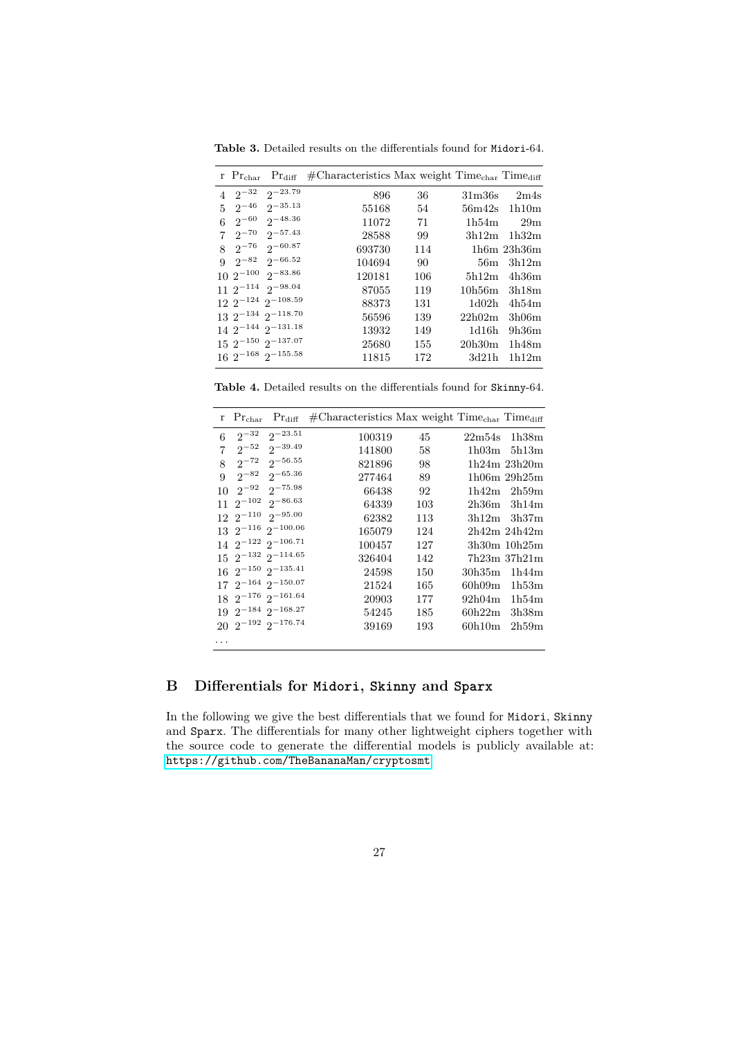**Table 3.** Detailed results on the differentials found for Midori-64.

| r | $\Pr_{\text{char}}$ | $\Pr_{\text{diff}}$ | #Characteristics | Max weight | $\text{Time}_{\text{char}}$ | $\text{Time}_{\text{diff}}$ |
|---|---|---|---|---|---|---|
| 4 | $2^{-32}$ | $2^{-23.79}$ | 896 | 36 | 31m36s | 2m4s |
| 5 | $2^{-46}$ | $2^{-35.13}$ | 55168 | 54 | 56m42s | 1h10m |
| 6 | $2^{-60}$ | $2^{-48.36}$ | 11072 | 71 | 1h54m | 29m |
| 7 | $2^{-70}$ | $2^{-57.43}$ | 28588 | 99 | 3h12m | 1h32m |
| 8 | $2^{-76}$ | $2^{-60.87}$ | 693730 | 114 | 1h6m | 23h36m |
| 9 | $2^{-82}$ | $2^{-66.52}$ | 104694 | 90 | 56m | 3h12m |
| 10 | $2^{-100}$ | $2^{-83.86}$ | 120181 | 106 | 5h12m | 4h36m |
| 11 | $2^{-114}$ | $2^{-98.04}$ | 87055 | 119 | 10h56m | 3h18m |
| 12 | $2^{-124}$ | $2^{-108.59}$ | 88373 | 131 | 1d02h | 4h54m |
| 13 | $2^{-134}$ | $2^{-118.70}$ | 56596 | 139 | 22h02m | 3h06m |
| 14 | $2^{-144}$ | $2^{-131.18}$ | 13932 | 149 | 1d16h | 9h36m |
| 15 | $2^{-150}$ | $2^{-137.07}$ | 25680 | 155 | 20h30m | 1h48m |
| 16 | $2^{-168}$ | $2^{-155.58}$ | 11815 | 172 | 3d21h | 1h12m |

**Table 4.** Detailed results on the differentials found for Skinny-64.

| r | $\Pr_{\text{char}}$ | $\Pr_{\text{diff}}$ | #Characteristics | Max weight | $\text{Time}_{\text{char}}$ | $\text{Time}_{\text{diff}}$ |
|---|---|---|---|---|---|---|
| 6 | $2^{-32}$ | $2^{-23.51}$ | 100319 | 45 | 22m54s | 1h38m |
| 7 | $2^{-52}$ | $2^{-39.49}$ | 141800 | 58 | 1h03m | 5h13m |
| 8 | $2^{-72}$ | $2^{-56.55}$ | 821896 | 98 | 1h24m | 23h20m |
| 9 | $2^{-82}$ | $2^{-65.36}$ | 277464 | 89 | 1h06m | 29h25m |
| 10 | $2^{-92}$ | $2^{-75.98}$ | 66438 | 92 | 1h42m | 2h59m |
| 11 | $2^{-102}$ | $2^{-86.63}$ | 64339 | 103 | 2h36m | 3h14m |
| 12 | $2^{-110}$ | $2^{-95.00}$ | 62382 | 113 | 3h12m | 3h37m |
| 13 | $2^{-116}$ | $2^{-100.06}$ | 165079 | 124 | 2h42m | 24h42m |
| 14 | $2^{-122}$ | $2^{-106.71}$ | 100457 | 127 | 3h30m | 10h25m |
| 15 | $2^{-132}$ | $2^{-114.65}$ | 326404 | 142 | 7h23m | 37h21m |
| 16 | $2^{-150}$ | $2^{-135.41}$ | 24598 | 150 | 30h35m | 1h44m |
| 17 | $2^{-164}$ | $2^{-150.07}$ | 21524 | 165 | 60h09m | 1h53m |
| 18 | $2^{-176}$ | $2^{-161.64}$ | 20903 | 177 | 92h04m | 1h54m |
| 19 | $2^{-184}$ | $2^{-168.27}$ | 54245 | 185 | 60h22m | 3h38m |
| 20 | $2^{-192}$ | $2^{-176.74}$ | 39169 | 193 | 60h10m | 2h59m |
| ... | | | | | | |

## B Differentials for Midori, Skinny and Sparx

In the following we give the best differentials that we found for Midori, Skinny and Sparx. The differentials for many other lightweight ciphers together with the source code to generate the differential models is publicly available at: https://github.com/TheBananaMan/cryptosmt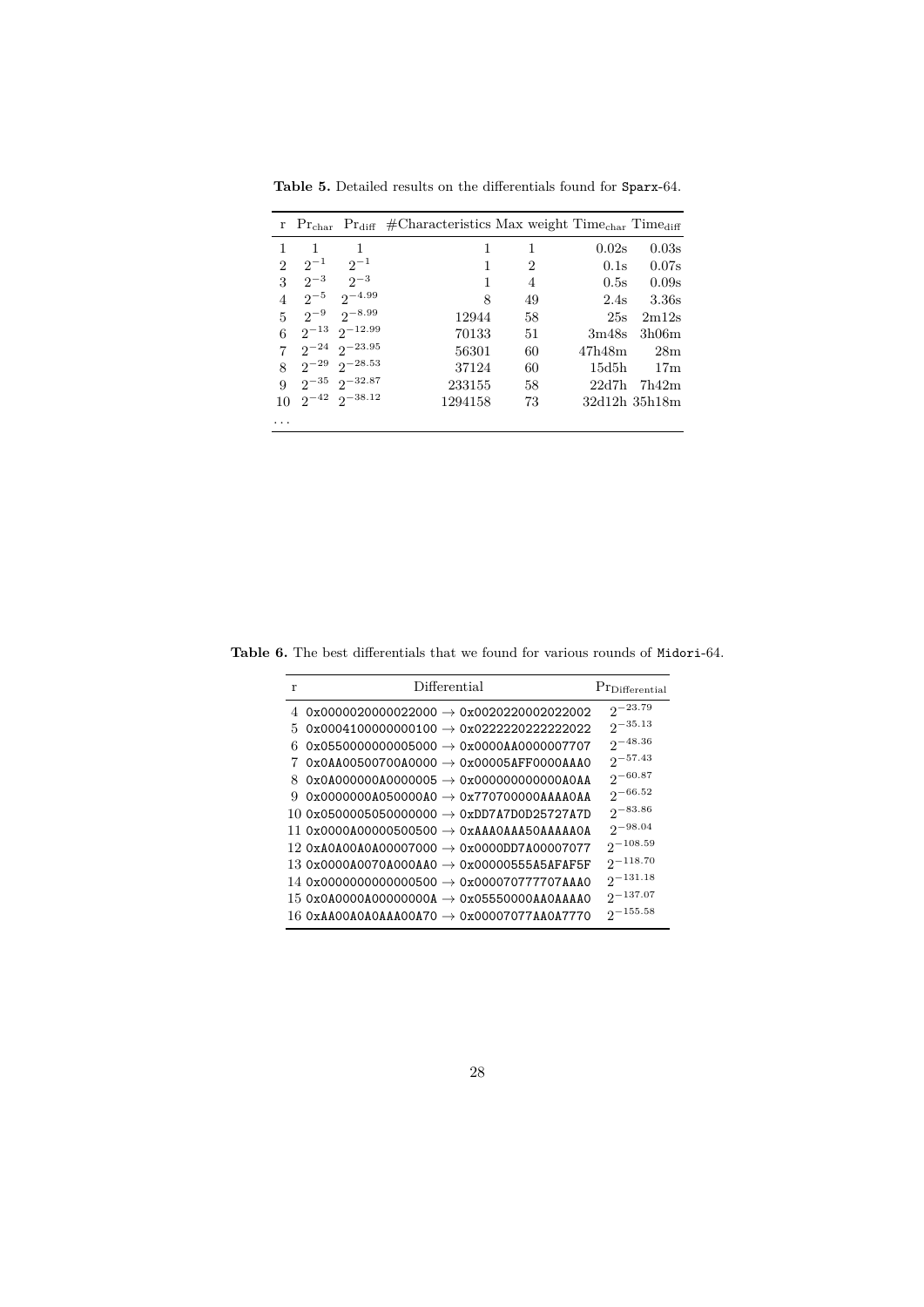**Table 5.** Detailed results on the differentials found for `Sparx`-64.

| r | $\Pr_{\text{char}}$ | $\Pr_{\text{diff}}$ | #Characteristics | Max weight | $\text{Time}_{\text{char}}$ | $\text{Time}_{\text{diff}}$ |
|---|---|---|---|---|---|---|
| 1 | 1 | 1 | 1 | 1 | 0.02s | 0.03s |
| 2 | $2^{-1}$ | $2^{-1}$ | 1 | 2 | 0.1s | 0.07s |
| 3 | $2^{-3}$ | $2^{-3}$ | 1 | 4 | 0.5s | 0.09s |
| 4 | $2^{-5}$ | $2^{-4.99}$ | 8 | 49 | 2.4s | 3.36s |
| 5 | $2^{-9}$ | $2^{-8.99}$ | 12944 | 58 | 25s | 2m12s |
| 6 | $2^{-13}$ | $2^{-12.99}$ | 70133 | 51 | 3m48s | 3h06m |
| 7 | $2^{-24}$ | $2^{-23.95}$ | 56301 | 60 | 47h48m | 28m |
| 8 | $2^{-29}$ | $2^{-28.53}$ | 37124 | 60 | 15d5h | 17m |
| 9 | $2^{-35}$ | $2^{-32.87}$ | 233155 | 58 | 22d7h | 7h42m |
| 10 | $2^{-42}$ | $2^{-38.12}$ | 1294158 | 73 | 32d12h | 35h18m |
| ... | | | | | | |

**Table 6.** The best differentials that we found for various rounds of `Midori`-64.

| r | Differential | $\Pr_{\text{Differential}}$ |
|---|---|---|
| 4 | `0x0000020000022000` $\to$ `0x0020220002022002` | $2^{-23.79}$ |
| 5 | `0x0004100000000100` $\to$ `0x0222220222222022` | $2^{-35.13}$ |
| 6 | `0x0550000000005000` $\to$ `0x0000AA0000007707` | $2^{-48.36}$ |
| 7 | `0x0AA00500700A0000` $\to$ `0x00005AFF0000AAA0` | $2^{-57.43}$ |
| 8 | `0x0A000000A0000005` $\to$ `0x000000000000A0AA` | $2^{-60.87}$ |
| 9 | `0x0000000A050000A0` $\to$ `0x770700000AAAA0AA` | $2^{-66.52}$ |
| 10 | `0x0500005050000000` $\to$ `0xDD7A7D0D25727A7D` | $2^{-83.86}$ |
| 11 | `0x0000A00000500500` $\to$ `0xAAA0AAA50AAAAA0A` | $2^{-98.04}$ |
| 12 | `0xA0A00A0A00007000` $\to$ `0x0000DD7A00007077` | $2^{-108.59}$ |
| 13 | `0x0000A0070A000AA0` $\to$ `0x00000555A5AFAF5F` | $2^{-118.70}$ |
| 14 | `0x0000000000000500` $\to$ `0x000070777707AAA0` | $2^{-131.18}$ |
| 15 | `0x0A0000A00000000A` $\to$ `0x05550000AA0AAAA0` | $2^{-137.07}$ |
| 16 | `0xAA00A0A0AAA00A70` $\to$ `0x00007077AA0A7770` | $2^{-155.58}$ |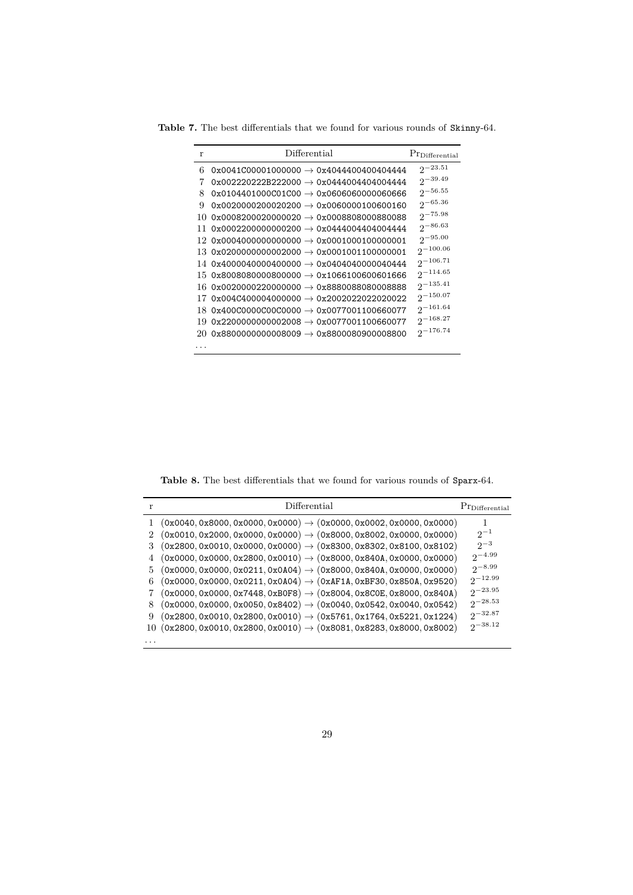**Table 7.** The best differentials that we found for various rounds of Skinny-64.

| r | Differential | $\Pr_{\text{Differential}}$ |
|---|---|---|
| 6 | 0x0041C00001000000 → 0x4044400400404444 | $2^{-23.51}$ |
| 7 | 0x002220222B222000 → 0x0444004404004444 | $2^{-39.49}$ |
| 8 | 0x0104401000C01C00 → 0x0606060000060666 | $2^{-56.55}$ |
| 9 | 0x0020000200020200 → 0x0060000100600160 | $2^{-65.36}$ |
| 10 | 0x0008200020000020 → 0x0008808000880088 | $2^{-75.98}$ |
| 11 | 0x0002200000000200 → 0x0444004404004444 | $2^{-86.63}$ |
| 12 | 0x0004000000000000 → 0x0001000100000001 | $2^{-95.00}$ |
| 13 | 0x0200000000002000 → 0x0001001100000001 | $2^{-100.06}$ |
| 14 | 0x4000040000400000 → 0x0404040000040444 | $2^{-106.71}$ |
| 15 | 0x8008080000800000 → 0x1066100600601666 | $2^{-114.65}$ |
| 16 | 0x0020000220000000 → 0x8880088080008888 | $2^{-135.41}$ |
| 17 | 0x004C400004000000 → 0x2002022022020022 | $2^{-150.07}$ |
| 18 | 0x400C0000C00C0000 → 0x0077001100660077 | $2^{-161.64}$ |
| 19 | 0x2200000000002008 → 0x0077001100660077 | $2^{-168.27}$ |
| 20 | 0x8800000000008009 → 0x8800080900008800 | $2^{-176.74}$ |
| ... | | |

**Table 8.** The best differentials that we found for various rounds of Sparx-64.

| r | Differential | $\Pr_{\text{Differential}}$ |
|---|---|---|
| 1 | (0x0040, 0x8000, 0x0000, 0x0000) → (0x0000, 0x0002, 0x0000, 0x0000) | 1 |
| 2 | (0x0010, 0x2000, 0x0000, 0x0000) → (0x8000, 0x8002, 0x0000, 0x0000) | $2^{-1}$ |
| 3 | (0x2800, 0x0010, 0x0000, 0x0000) → (0x8300, 0x8302, 0x8100, 0x8102) | $2^{-3}$ |
| 4 | (0x0000, 0x0000, 0x2800, 0x0010) → (0x8000, 0x840A, 0x0000, 0x0000) | $2^{-4.99}$ |
| 5 | (0x0000, 0x0000, 0x0211, 0x0A04) → (0x8000, 0x840A, 0x0000, 0x0000) | $2^{-8.99}$ |
| 6 | (0x0000, 0x0000, 0x0211, 0x0A04) → (0xAF1A, 0xBF30, 0x850A, 0x9520) | $2^{-12.99}$ |
| 7 | (0x0000, 0x0000, 0x7448, 0xB0F8) → (0x8004, 0x8C0E, 0x8000, 0x840A) | $2^{-23.95}$ |
| 8 | (0x0000, 0x0000, 0x0050, 0x8402) → (0x0040, 0x0542, 0x0040, 0x0542) | $2^{-28.53}$ |
| 9 | (0x2800, 0x0010, 0x2800, 0x0010) → (0x5761, 0x1764, 0x5221, 0x1224) | $2^{-32.87}$ |
| 10 | (0x2800, 0x0010, 0x2800, 0x0010) → (0x8081, 0x8283, 0x8000, 0x8002) | $2^{-38.12}$ |
| ... | | |